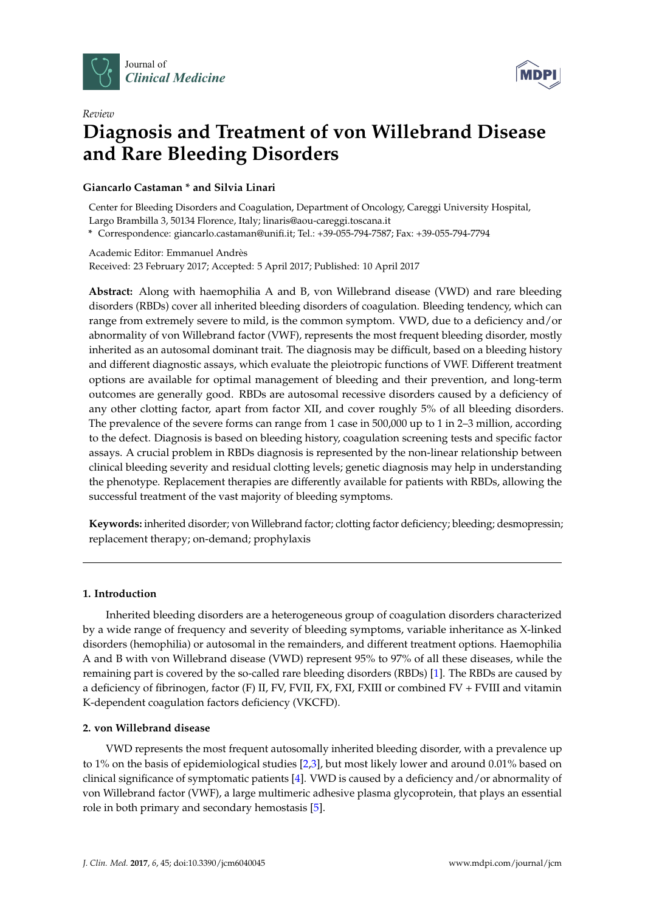Journal of *Clinical Medicine*

*Review*

# Diagnosis and Treatment of von Willebrand Disease and Rare Bleeding Disorders

**Giancarlo Castaman * and Silvia Linari**

Center for Bleeding Disorders and Coagulation, Department of Oncology, Careggi University Hospital, Largo Brambilla 3, 50134 Florence, Italy; linaris@aou-careggi.toscana.it

* Correspondence: giancarlo.castaman@unifi.it; Tel.: +39-055-794-7587; Fax: +39-055-794-7794

Academic Editor: Emmanuel Andrès

Received: 23 February 2017; Accepted: 5 April 2017; Published: 10 April 2017

**Abstract:** Along with haemophilia A and B, von Willebrand disease (VWD) and rare bleeding disorders (RBDs) cover all inherited bleeding disorders of coagulation. Bleeding tendency, which can range from extremely severe to mild, is the common symptom. VWD, due to a deficiency and/or abnormality of von Willebrand factor (VWF), represents the most frequent bleeding disorder, mostly inherited as an autosomal dominant trait. The diagnosis may be difficult, based on a bleeding history and different diagnostic assays, which evaluate the pleiotropic functions of VWF. Different treatment options are available for optimal management of bleeding and their prevention, and long-term outcomes are generally good. RBDs are autosomal recessive disorders caused by a deficiency of any other clotting factor, apart from factor XII, and cover roughly 5% of all bleeding disorders. The prevalence of the severe forms can range from 1 case in 500,000 up to 1 in 2–3 million, according to the defect. Diagnosis is based on bleeding history, coagulation screening tests and specific factor assays. A crucial problem in RBDs diagnosis is represented by the non-linear relationship between clinical bleeding severity and residual clotting levels; genetic diagnosis may help in understanding the phenotype. Replacement therapies are differently available for patients with RBDs, allowing the successful treatment of the vast majority of bleeding symptoms.

**Keywords:** inherited disorder; von Willebrand factor; clotting factor deficiency; bleeding; desmopressin; replacement therapy; on-demand; prophylaxis

## 1. Introduction

Inherited bleeding disorders are a heterogeneous group of coagulation disorders characterized by a wide range of frequency and severity of bleeding symptoms, variable inheritance as X-linked disorders (hemophilia) or autosomal in the remainders, and different treatment options. Haemophilia A and B with von Willebrand disease (VWD) represent 95% to 97% of all these diseases, while the remaining part is covered by the so-called rare bleeding disorders (RBDs) [1]. The RBDs are caused by a deficiency of fibrinogen, factor (F) II, FV, FVII, FX, FXI, FXIII or combined FV + FVIII and vitamin K-dependent coagulation factors deficiency (VKCFD).

## 2. von Willebrand disease

VWD represents the most frequent autosomally inherited bleeding disorder, with a prevalence up to 1% on the basis of epidemiological studies [2,3], but most likely lower and around 0.01% based on clinical significance of symptomatic patients [4]. VWD is caused by a deficiency and/or abnormality of von Willebrand factor (VWF), a large multimeric adhesive plasma glycoprotein, that plays an essential role in both primary and secondary hemostasis [5].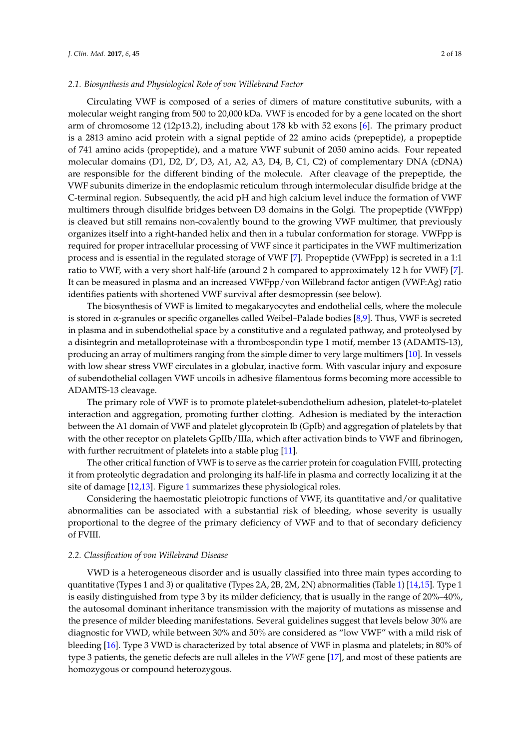### 2.1. Biosynthesis and Physiological Role of von Willebrand Factor

Circulating VWF is composed of a series of dimers of mature constitutive subunits, with a molecular weight ranging from 500 to 20,000 kDa. VWF is encoded for by a gene located on the short arm of chromosome 12 (12p13.2), including about 178 kb with 52 exons [6]. The primary product is a 2813 amino acid protein with a signal peptide of 22 amino acids (prepeptide), a propeptide of 741 amino acids (propeptide), and a mature VWF subunit of 2050 amino acids. Four repeated molecular domains (D1, D2, D′, D3, A1, A2, A3, D4, B, C1, C2) of complementary DNA (cDNA) are responsible for the different binding of the molecule. After cleavage of the prepeptide, the VWF subunits dimerize in the endoplasmic reticulum through intermolecular disulfide bridge at the C-terminal region. Subsequently, the acid pH and high calcium level induce the formation of VWF multimers through disulfide bridges between D3 domains in the Golgi. The propeptide (VWFpp) is cleaved but still remains non-covalently bound to the growing VWF multimer, that previously organizes itself into a right-handed helix and then in a tubular conformation for storage. VWFpp is required for proper intracellular processing of VWF since it participates in the VWF multimerization process and is essential in the regulated storage of VWF [7]. Propeptide (VWFpp) is secreted in a 1:1 ratio to VWF, with a very short half-life (around 2 h compared to approximately 12 h for VWF) [7]. It can be measured in plasma and an increased VWFpp/von Willebrand factor antigen (VWF:Ag) ratio identifies patients with shortened VWF survival after desmopressin (see below).

The biosynthesis of VWF is limited to megakaryocytes and endothelial cells, where the molecule is stored in α-granules or specific organelles called Weibel–Palade bodies [8,9]. Thus, VWF is secreted in plasma and in subendothelial space by a constitutive and a regulated pathway, and proteolysed by a disintegrin and metalloproteinase with a thrombospondin type 1 motif, member 13 (ADAMTS-13), producing an array of multimers ranging from the simple dimer to very large multimers [10]. In vessels with low shear stress VWF circulates in a globular, inactive form. With vascular injury and exposure of subendothelial collagen VWF uncoils in adhesive filamentous forms becoming more accessible to ADAMTS-13 cleavage.

The primary role of VWF is to promote platelet-subendothelium adhesion, platelet-to-platelet interaction and aggregation, promoting further clotting. Adhesion is mediated by the interaction between the A1 domain of VWF and platelet glycoprotein Ib (GpIb) and aggregation of platelets by that with the other receptor on platelets GpIIb/IIIa, which after activation binds to VWF and fibrinogen, with further recruitment of platelets into a stable plug [11].

The other critical function of VWF is to serve as the carrier protein for coagulation FVIII, protecting it from proteolytic degradation and prolonging its half-life in plasma and correctly localizing it at the site of damage [12,13]. Figure 1 summarizes these physiological roles.

Considering the haemostatic pleiotropic functions of VWF, its quantitative and/or qualitative abnormalities can be associated with a substantial risk of bleeding, whose severity is usually proportional to the degree of the primary deficiency of VWF and to that of secondary deficiency of FVIII.

### 2.2. Classification of von Willebrand Disease

VWD is a heterogeneous disorder and is usually classified into three main types according to quantitative (Types 1 and 3) or qualitative (Types 2A, 2B, 2M, 2N) abnormalities (Table 1) [14,15]. Type 1 is easily distinguished from type 3 by its milder deficiency, that is usually in the range of 20%–40%, the autosomal dominant inheritance transmission with the majority of mutations as missense and the presence of milder bleeding manifestations. Several guidelines suggest that levels below 30% are diagnostic for VWD, while between 30% and 50% are considered as "low VWF" with a mild risk of bleeding [16]. Type 3 VWD is characterized by total absence of VWF in plasma and platelets; in 80% of type 3 patients, the genetic defects are null alleles in the *VWF* gene [17], and most of these patients are homozygous or compound heterozygous.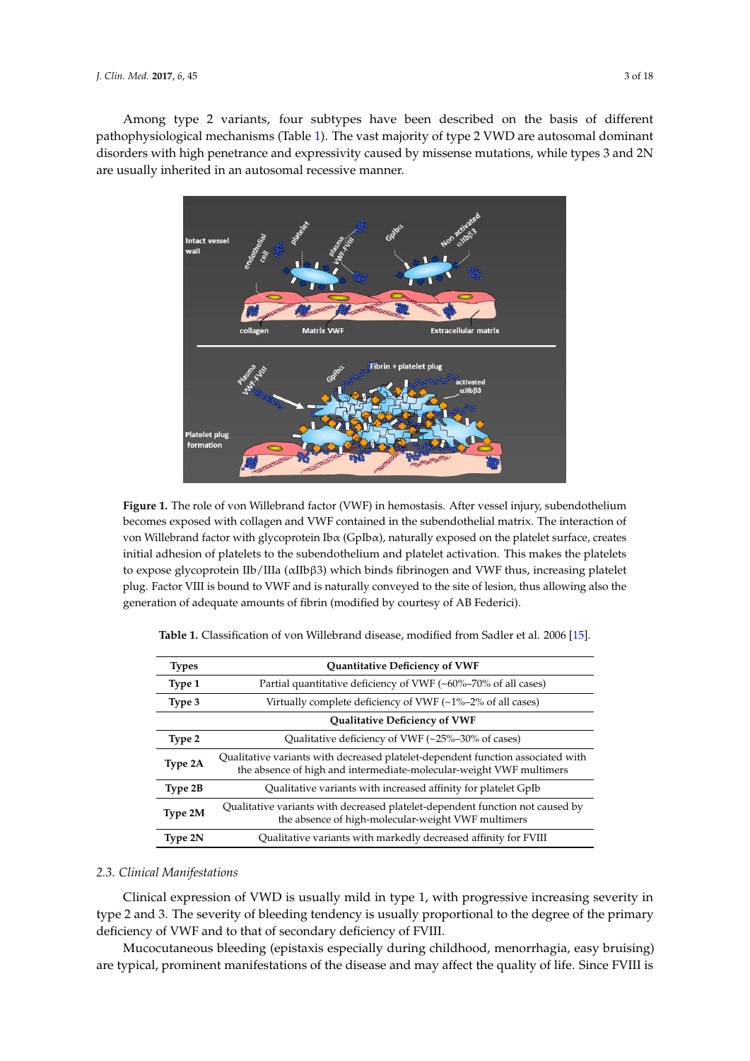Among type 2 variants, four subtypes have been described on the basis of different pathophysiological mechanisms (Table 1). The vast majority of type 2 VWD are autosomal dominant disorders with high penetrance and expressivity caused by missense mutations, while types 3 and 2N are usually inherited in an autosomal recessive manner.

**Figure 1.** The role of von Willebrand factor (VWF) in hemostasis. After vessel injury, subendothelium becomes exposed with collagen and VWF contained in the subendothelial matrix. The interaction of von Willebrand factor with glycoprotein Ibα (GpIbα), naturally exposed on the platelet surface, creates initial adhesion of platelets to the subendothelium and platelet activation. This makes the platelets to expose glycoprotein IIb/IIIa (αIIbβ3) which binds fibrinogen and VWF thus, increasing platelet plug. Factor VIII is bound to VWF and is naturally conveyed to the site of lesion, thus allowing also the generation of adequate amounts of fibrin (modified by courtesy of AB Federici).

**Table 1.** Classification of von Willebrand disease, modified from Sadler et al. 2006 [15].

| Types | Quantitative Deficiency of VWF |
|---|---|
| **Type 1** | Partial quantitative deficiency of VWF (~60%–70% of all cases) |
| **Type 3** | Virtually complete deficiency of VWF (~1%–2% of all cases) |
| | **Qualitative Deficiency of VWF** |
| **Type 2** | Qualitative deficiency of VWF (~25%–30% of cases) |
| **Type 2A** | Qualitative variants with decreased platelet-dependent function associated with the absence of high and intermediate-molecular-weight VWF multimers |
| **Type 2B** | Qualitative variants with increased affinity for platelet GpIb |
| **Type 2M** | Qualitative variants with decreased platelet-dependent function not caused by the absence of high-molecular-weight VWF multimers |
| **Type 2N** | Qualitative variants with markedly decreased affinity for FVIII |

### *2.3. Clinical Manifestations*

Clinical expression of VWD is usually mild in type 1, with progressive increasing severity in type 2 and 3. The severity of bleeding tendency is usually proportional to the degree of the primary deficiency of VWF and to that of secondary deficiency of FVIII.

Mucocutaneous bleeding (epistaxis especially during childhood, menorrhagia, easy bruising) are typical, prominent manifestations of the disease and may affect the quality of life. Since FVIII is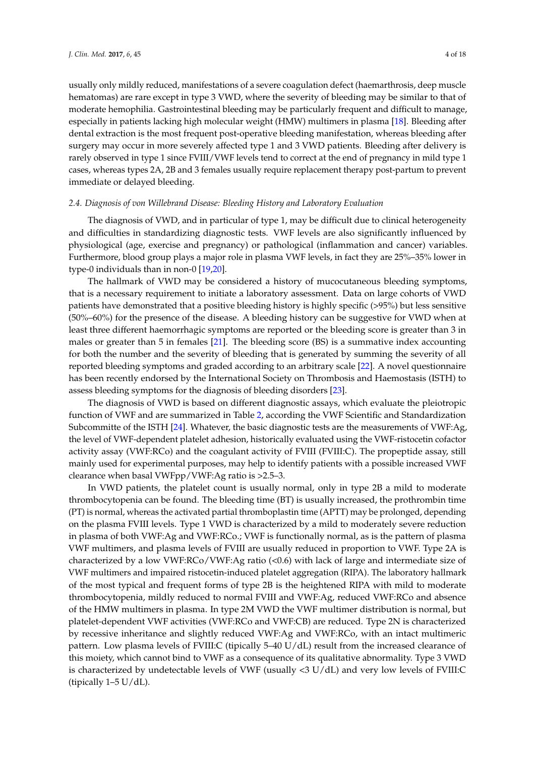usually only mildly reduced, manifestations of a severe coagulation defect (haemarthrosis, deep muscle hematomas) are rare except in type 3 VWD, where the severity of bleeding may be similar to that of moderate hemophilia. Gastrointestinal bleeding may be particularly frequent and difficult to manage, especially in patients lacking high molecular weight (HMW) multimers in plasma [18]. Bleeding after dental extraction is the most frequent post-operative bleeding manifestation, whereas bleeding after surgery may occur in more severely affected type 1 and 3 VWD patients. Bleeding after delivery is rarely observed in type 1 since FVIII/VWF levels tend to correct at the end of pregnancy in mild type 1 cases, whereas types 2A, 2B and 3 females usually require replacement therapy post-partum to prevent immediate or delayed bleeding.

### *2.4. Diagnosis of von Willebrand Disease: Bleeding History and Laboratory Evaluation*

The diagnosis of VWD, and in particular of type 1, may be difficult due to clinical heterogeneity and difficulties in standardizing diagnostic tests. VWF levels are also significantly influenced by physiological (age, exercise and pregnancy) or pathological (inflammation and cancer) variables. Furthermore, blood group plays a major role in plasma VWF levels, in fact they are 25%–35% lower in type-0 individuals than in non-0 [19,20].

The hallmark of VWD may be considered a history of mucocutaneous bleeding symptoms, that is a necessary requirement to initiate a laboratory assessment. Data on large cohorts of VWD patients have demonstrated that a positive bleeding history is highly specific (>95%) but less sensitive (50%–60%) for the presence of the disease. A bleeding history can be suggestive for VWD when at least three different haemorrhagic symptoms are reported or the bleeding score is greater than 3 in males or greater than 5 in females [21]. The bleeding score (BS) is a summative index accounting for both the number and the severity of bleeding that is generated by summing the severity of all reported bleeding symptoms and graded according to an arbitrary scale [22]. A novel questionnaire has been recently endorsed by the International Society on Thrombosis and Haemostasis (ISTH) to assess bleeding symptoms for the diagnosis of bleeding disorders [23].

The diagnosis of VWD is based on different diagnostic assays, which evaluate the pleiotropic function of VWF and are summarized in Table 2, according the VWF Scientific and Standardization Subcommitte of the ISTH [24]. Whatever, the basic diagnostic tests are the measurements of VWF:Ag, the level of VWF-dependent platelet adhesion, historically evaluated using the VWF-ristocetin cofactor activity assay (VWF:RCo) and the coagulant activity of FVIII (FVIII:C). The propeptide assay, still mainly used for experimental purposes, may help to identify patients with a possible increased VWF clearance when basal VWFpp/VWF:Ag ratio is >2.5–3.

In VWD patients, the platelet count is usually normal, only in type 2B a mild to moderate thrombocytopenia can be found. The bleeding time (BT) is usually increased, the prothrombin time (PT) is normal, whereas the activated partial thromboplastin time (APTT) may be prolonged, depending on the plasma FVIII levels. Type 1 VWD is characterized by a mild to moderately severe reduction in plasma of both VWF:Ag and VWF:RCo.; VWF is functionally normal, as is the pattern of plasma VWF multimers, and plasma levels of FVIII are usually reduced in proportion to VWF. Type 2A is characterized by a low VWF:RCo/VWF:Ag ratio (<0.6) with lack of large and intermediate size of VWF multimers and impaired ristocetin-induced platelet aggregation (RIPA). The laboratory hallmark of the most typical and frequent forms of type 2B is the heightened RIPA with mild to moderate thrombocytopenia, mildly reduced to normal FVIII and VWF:Ag, reduced VWF:RCo and absence of the HMW multimers in plasma. In type 2M VWD the VWF multimer distribution is normal, but platelet-dependent VWF activities (VWF:RCo and VWF:CB) are reduced. Type 2N is characterized by recessive inheritance and slightly reduced VWF:Ag and VWF:RCo, with an intact multimeric pattern. Low plasma levels of FVIII:C (typically 5–40 U/dL) result from the increased clearance of this moiety, which cannot bind to VWF as a consequence of its qualitative abnormality. Type 3 VWD is characterized by undetectable levels of VWF (usually <3 U/dL) and very low levels of FVIII:C (tipically 1–5 U/dL).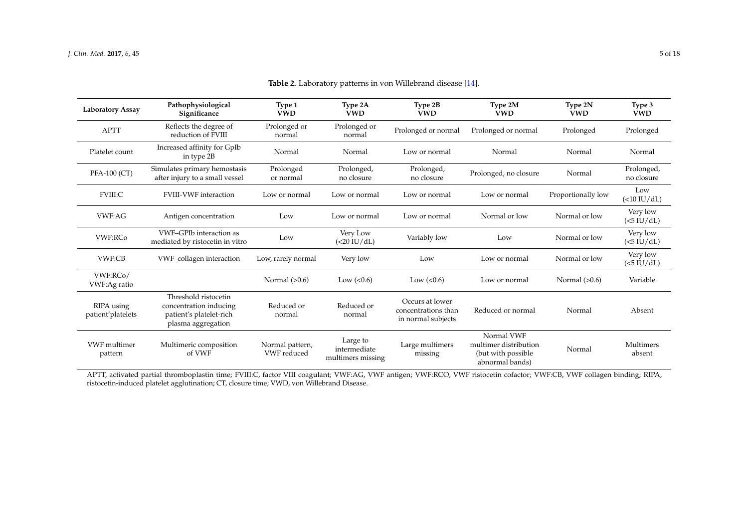**Table 2.** Laboratory patterns in von Willebrand disease [14].

| Laboratory Assay | Pathophysiological Significance | Type 1 VWD | Type 2A VWD | Type 2B VWD | Type 2M VWD | Type 2N VWD | Type 3 VWD |
|---|---|---|---|---|---|---|---|
| APTT | Reflects the degree of reduction of FVIII | Prolonged or normal | Prolonged or normal | Prolonged or normal | Prolonged or normal | Prolonged | Prolonged |
| Platelet count | Increased affinity for GpIb in type 2B | Normal | Normal | Low or normal | Normal | Normal | Normal |
| PFA-100 (CT) | Simulates primary hemostasis after injury to a small vessel | Prolonged or normal | Prolonged, no closure | Prolonged, no closure | Prolonged, no closure | Normal | Prolonged, no closure |
| FVIII:C | FVIII-VWF interaction | Low or normal | Low or normal | Low or normal | Low or normal | Proportionally low | Low (<10 IU/dL) |
| VWF:AG | Antigen concentration | Low | Low or normal | Low or normal | Normal or low | Normal or low | Very low (<5 IU/dL) |
| VWF:RCo | VWF–GPIb interaction as mediated by ristocetin in vitro | Low | Very Low (<20 IU/dL) | Variably low | Low | Normal or low | Very low (<5 IU/dL) |
| VWF:CB | VWF–collagen interaction | Low, rarely normal | Very low | Low | Low or normal | Normal or low | Very low (<5 IU/dL) |
| VWF:RCo/ VWF:Ag ratio | | Normal (>0.6) | Low (<0.6) | Low (<0.6) | Low or normal | Normal (>0.6) | Variable |
| RIPA using patient'platelets | Threshold ristocetin concentration inducing patient's platelet-rich plasma aggregation | Reduced or normal | Reduced or normal | Occurs at lower concentrations than in normal subjects | Reduced or normal | Normal | Absent |
| VWF multimer pattern | Multimeric composition of VWF | Normal pattern, VWF reduced | Large to intermediate multimers missing | Large multimers missing | Normal VWF multimer distribution (but with possible abnormal bands) | Normal | Multimers absent |

APTT, activated partial thromboplastin time; FVIII:C, factor VIII coagulant; VWF:AG, VWF antigen; VWF:RCO, VWF ristocetin cofactor; VWF:CB, VWF collagen binding; RIPA, ristocetin-induced platelet agglutination; CT, closure time; VWD, von Willebrand Disease.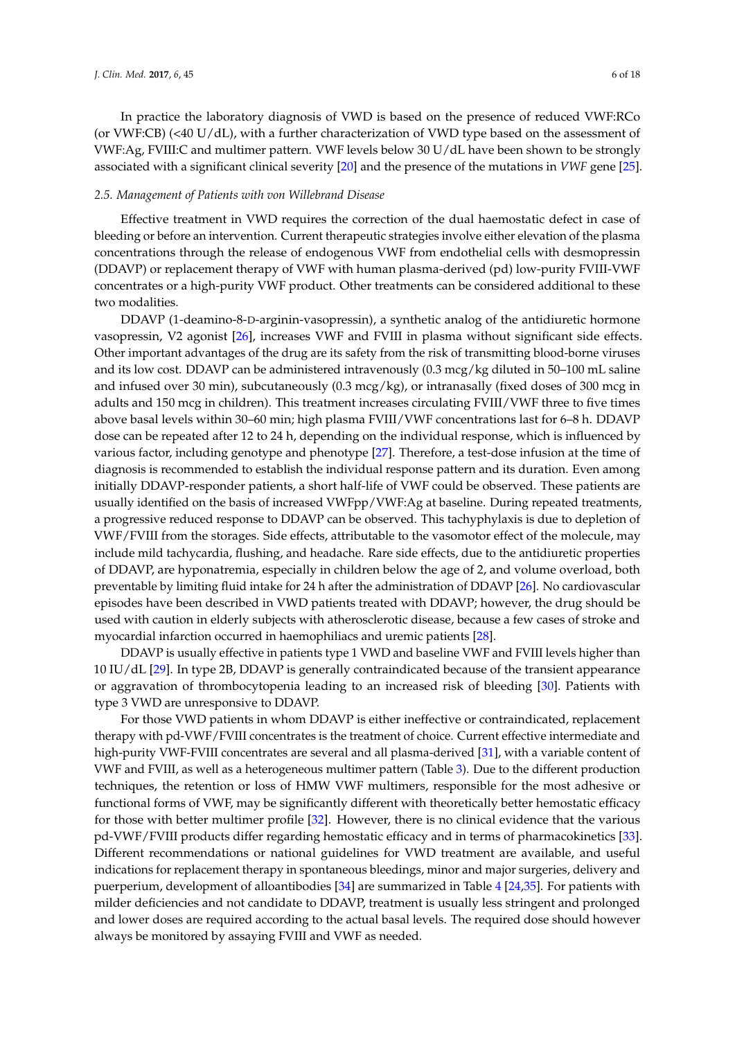In practice the laboratory diagnosis of VWD is based on the presence of reduced VWF:RCo (or VWF:CB) (<40 U/dL), with a further characterization of VWD type based on the assessment of VWF:Ag, FVIII:C and multimer pattern. VWF levels below 30 U/dL have been shown to be strongly associated with a significant clinical severity [20] and the presence of the mutations in *VWF* gene [25].

### 2.5. Management of Patients with von Willebrand Disease

Effective treatment in VWD requires the correction of the dual haemostatic defect in case of bleeding or before an intervention. Current therapeutic strategies involve either elevation of the plasma concentrations through the release of endogenous VWF from endothelial cells with desmopressin (DDAVP) or replacement therapy of VWF with human plasma-derived (pd) low-purity FVIII-VWF concentrates or a high-purity VWF product. Other treatments can be considered additional to these two modalities.

DDAVP (1-deamino-8-D-arginin-vasopressin), a synthetic analog of the antidiuretic hormone vasopressin, V2 agonist [26], increases VWF and FVIII in plasma without significant side effects. Other important advantages of the drug are its safety from the risk of transmitting blood-borne viruses and its low cost. DDAVP can be administered intravenously (0.3 mcg/kg diluted in 50–100 mL saline and infused over 30 min), subcutaneously (0.3 mcg/kg), or intranasally (fixed doses of 300 mcg in adults and 150 mcg in children). This treatment increases circulating FVIII/VWF three to five times above basal levels within 30–60 min; high plasma FVIII/VWF concentrations last for 6–8 h. DDAVP dose can be repeated after 12 to 24 h, depending on the individual response, which is influenced by various factor, including genotype and phenotype [27]. Therefore, a test-dose infusion at the time of diagnosis is recommended to establish the individual response pattern and its duration. Even among initially DDAVP-responder patients, a short half-life of VWF could be observed. These patients are usually identified on the basis of increased VWFpp/VWF:Ag at baseline. During repeated treatments, a progressive reduced response to DDAVP can be observed. This tachyphylaxis is due to depletion of VWF/FVIII from the storages. Side effects, attributable to the vasomotor effect of the molecule, may include mild tachycardia, flushing, and headache. Rare side effects, due to the antidiuretic properties of DDAVP, are hyponatremia, especially in children below the age of 2, and volume overload, both preventable by limiting fluid intake for 24 h after the administration of DDAVP [26]. No cardiovascular episodes have been described in VWD patients treated with DDAVP; however, the drug should be used with caution in elderly subjects with atherosclerotic disease, because a few cases of stroke and myocardial infarction occurred in haemophiliacs and uremic patients [28].

DDAVP is usually effective in patients type 1 VWD and baseline VWF and FVIII levels higher than 10 IU/dL [29]. In type 2B, DDAVP is generally contraindicated because of the transient appearance or aggravation of thrombocytopenia leading to an increased risk of bleeding [30]. Patients with type 3 VWD are unresponsive to DDAVP.

For those VWD patients in whom DDAVP is either ineffective or contraindicated, replacement therapy with pd-VWF/FVIII concentrates is the treatment of choice. Current effective intermediate and high-purity VWF-FVIII concentrates are several and all plasma-derived [31], with a variable content of VWF and FVIII, as well as a heterogeneous multimer pattern (Table 3). Due to the different production techniques, the retention or loss of HMW VWF multimers, responsible for the most adhesive or functional forms of VWF, may be significantly different with theoretically better hemostatic efficacy for those with better multimer profile [32]. However, there is no clinical evidence that the various pd-VWF/FVIII products differ regarding hemostatic efficacy and in terms of pharmacokinetics [33]. Different recommendations or national guidelines for VWD treatment are available, and useful indications for replacement therapy in spontaneous bleedings, minor and major surgeries, delivery and puerperium, development of alloantibodies [34] are summarized in Table 4 [24,35]. For patients with milder deficiencies and not candidate to DDAVP, treatment is usually less stringent and prolonged and lower doses are required according to the actual basal levels. The required dose should however always be monitored by assaying FVIII and VWF as needed.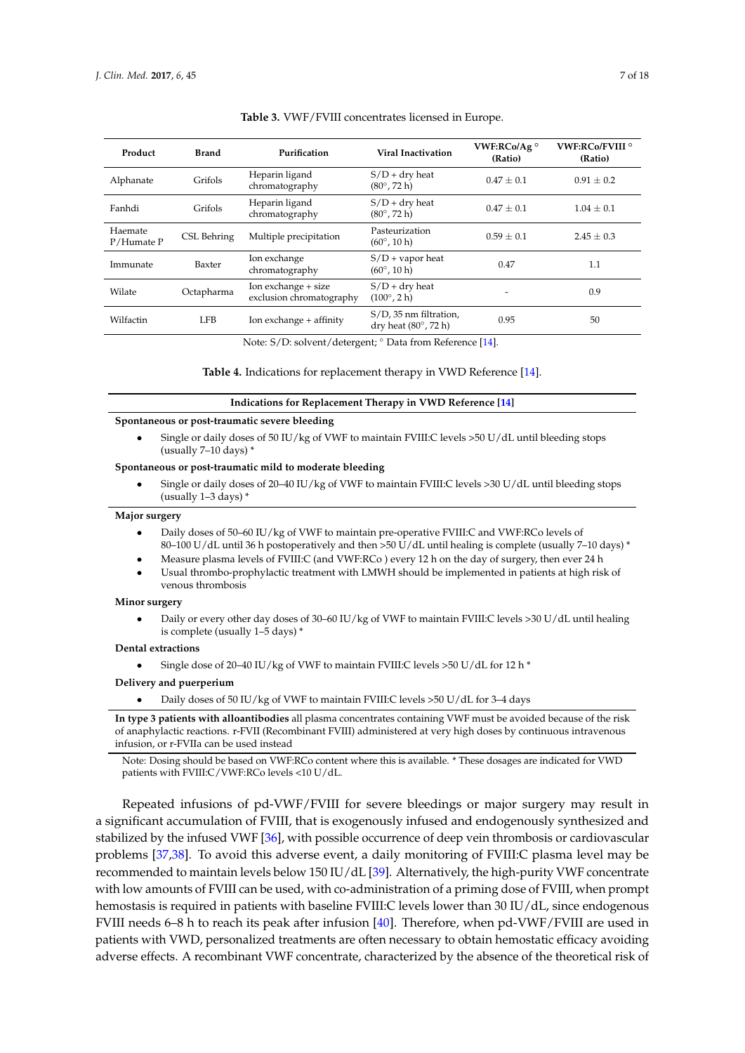**Table 3.** VWF/FVIII concentrates licensed in Europe.

| Product | Brand | Purification | Viral Inactivation | VWF:RCo/Ag ° (Ratio) | VWF:RCo/FVIII ° (Ratio) |
|---|---|---|---|---|---|
| Alphanate | Grifols | Heparin ligand chromatography | S/D + dry heat (80°, 72 h) | 0.47 ± 0.1 | 0.91 ± 0.2 |
| Fanhdi | Grifols | Heparin ligand chromatography | S/D + dry heat (80°, 72 h) | 0.47 ± 0.1 | 1.04 ± 0.1 |
| Haemate P/Humate P | CSL Behring | Multiple precipitation | Pasteurization (60°, 10 h) | 0.59 ± 0.1 | 2.45 ± 0.3 |
| Immunate | Baxter | Ion exchange chromatography | S/D + vapor heat (60°, 10 h) | 0.47 | 1.1 |
| Wilate | Octapharma | Ion exchange + size exclusion chromatography | S/D + dry heat (100°, 2 h) | - | 0.9 |
| Wilfactin | LFB | Ion exchange + affinity | S/D, 35 nm filtration, dry heat (80°, 72 h) | 0.95 | 50 |

Note: S/D: solvent/detergent; ° Data from Reference [14].

**Table 4.** Indications for replacement therapy in VWD Reference [14].

**Indications for Replacement Therapy in VWD Reference [14]**

**Spontaneous or post-traumatic severe bleeding**

- Single or daily doses of 50 IU/kg of VWF to maintain FVIII:C levels >50 U/dL until bleeding stops (usually 7–10 days) *

**Spontaneous or post-traumatic mild to moderate bleeding**

- Single or daily doses of 20–40 IU/kg of VWF to maintain FVIII:C levels >30 U/dL until bleeding stops (usually 1–3 days) *

**Major surgery**

- Daily doses of 50–60 IU/kg of VWF to maintain pre-operative FVIII:C and VWF:RCo levels of 80–100 U/dL until 36 h postoperatively and then >50 U/dL until healing is complete (usually 7–10 days) *
- Measure plasma levels of FVIII:C (and VWF:RCo ) every 12 h on the day of surgery, then ever 24 h
- Usual thrombo-prophylactic treatment with LMWH should be implemented in patients at high risk of venous thrombosis

**Minor surgery**

- Daily or every other day doses of 30–60 IU/kg of VWF to maintain FVIII:C levels >30 U/dL until healing is complete (usually 1–5 days) *

**Dental extractions**

- Single dose of 20–40 IU/kg of VWF to maintain FVIII:C levels >50 U/dL for 12 h *

**Delivery and puerperium**

- Daily doses of 50 IU/kg of VWF to maintain FVIII:C levels >50 U/dL for 3–4 days

**In type 3 patients with alloantibodies** all plasma concentrates containing VWF must be avoided because of the risk of anaphylactic reactions. r-FVII (Recombinant FVIII) administered at very high doses by continuous intravenous infusion, or r-FVIIa can be used instead

Note: Dosing should be based on VWF:RCo content where this is available. * These dosages are indicated for VWD patients with FVIII:C/VWF:RCo levels <10 U/dL.

Repeated infusions of pd-VWF/FVIII for severe bleedings or major surgery may result in a significant accumulation of FVIII, that is exogenously infused and endogenously synthesized and stabilized by the infused VWF [36], with possible occurrence of deep vein thrombosis or cardiovascular problems [37,38]. To avoid this adverse event, a daily monitoring of FVIII:C plasma level may be recommended to maintain levels below 150 IU/dL [39]. Alternatively, the high-purity VWF concentrate with low amounts of FVIII can be used, with co-administration of a priming dose of FVIII, when prompt hemostasis is required in patients with baseline FVIII:C levels lower than 30 IU/dL, since endogenous FVIII needs 6–8 h to reach its peak after infusion [40]. Therefore, when pd-VWF/FVIII are used in patients with VWD, personalized treatments are often necessary to obtain hemostatic efficacy avoiding adverse effects. A recombinant VWF concentrate, characterized by the absence of the theoretical risk of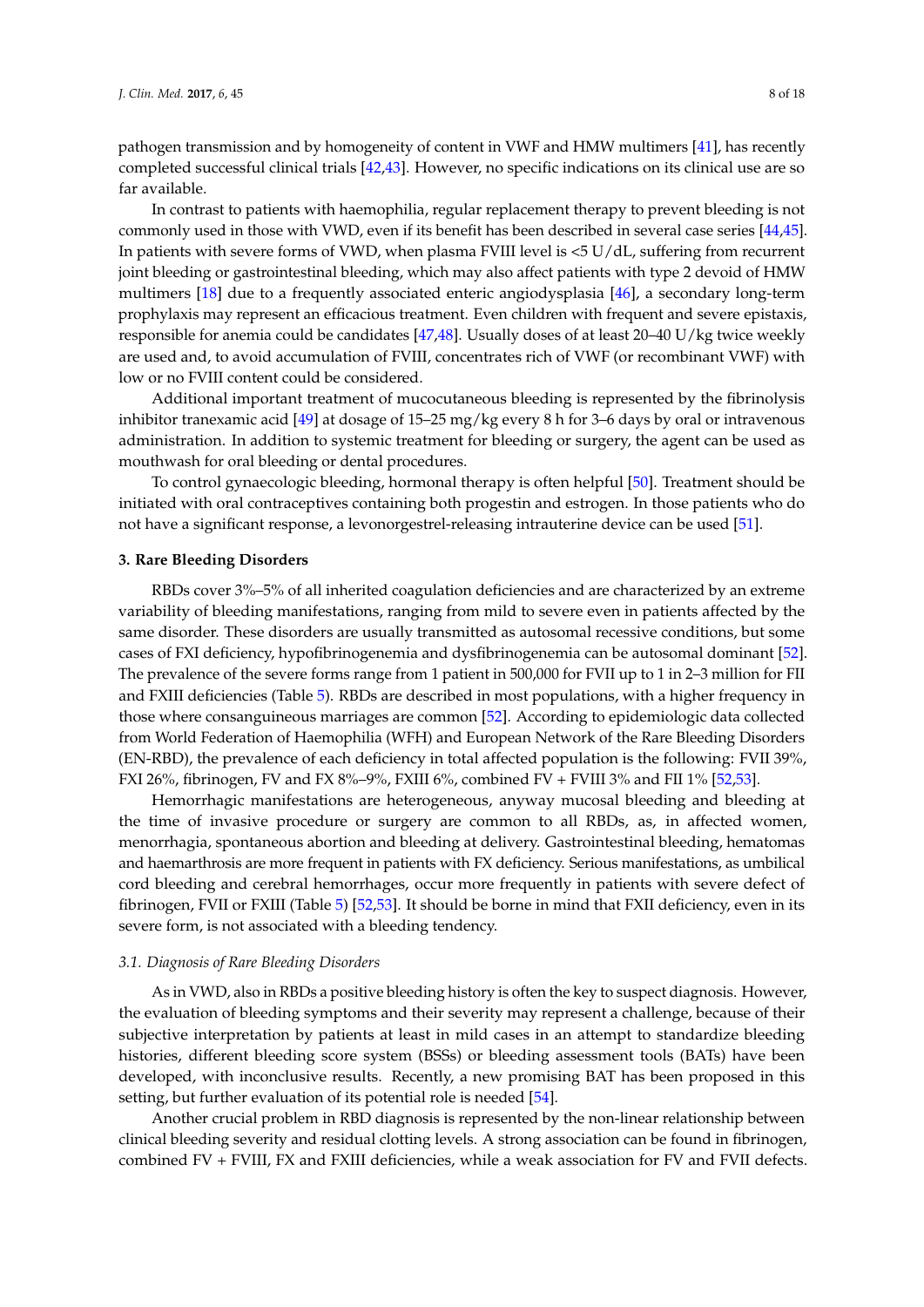pathogen transmission and by homogeneity of content in VWF and HMW multimers [41], has recently completed successful clinical trials [42,43]. However, no specific indications on its clinical use are so far available.

In contrast to patients with haemophilia, regular replacement therapy to prevent bleeding is not commonly used in those with VWD, even if its benefit has been described in several case series [44,45]. In patients with severe forms of VWD, when plasma FVIII level is <5 U/dL, suffering from recurrent joint bleeding or gastrointestinal bleeding, which may also affect patients with type 2 devoid of HMW multimers [18] due to a frequently associated enteric angiodysplasia [46], a secondary long-term prophylaxis may represent an efficacious treatment. Even children with frequent and severe epistaxis, responsible for anemia could be candidates [47,48]. Usually doses of at least 20–40 U/kg twice weekly are used and, to avoid accumulation of FVIII, concentrates rich of VWF (or recombinant VWF) with low or no FVIII content could be considered.

Additional important treatment of mucocutaneous bleeding is represented by the fibrinolysis inhibitor tranexamic acid [49] at dosage of 15–25 mg/kg every 8 h for 3–6 days by oral or intravenous administration. In addition to systemic treatment for bleeding or surgery, the agent can be used as mouthwash for oral bleeding or dental procedures.

To control gynaecologic bleeding, hormonal therapy is often helpful [50]. Treatment should be initiated with oral contraceptives containing both progestin and estrogen. In those patients who do not have a significant response, a levonorgestrel-releasing intrauterine device can be used [51].

## 3. Rare Bleeding Disorders

RBDs cover 3%–5% of all inherited coagulation deficiencies and are characterized by an extreme variability of bleeding manifestations, ranging from mild to severe even in patients affected by the same disorder. These disorders are usually transmitted as autosomal recessive conditions, but some cases of FXI deficiency, hypofibrinogenemia and dysfibrinogenemia can be autosomal dominant [52]. The prevalence of the severe forms range from 1 patient in 500,000 for FVII up to 1 in 2–3 million for FII and FXIII deficiencies (Table 5). RBDs are described in most populations, with a higher frequency in those where consanguineous marriages are common [52]. According to epidemiologic data collected from World Federation of Haemophilia (WFH) and European Network of the Rare Bleeding Disorders (EN-RBD), the prevalence of each deficiency in total affected population is the following: FVII 39%, FXI 26%, fibrinogen, FV and FX 8%–9%, FXIII 6%, combined FV + FVIII 3% and FII 1% [52,53].

Hemorrhagic manifestations are heterogeneous, anyway mucosal bleeding and bleeding at the time of invasive procedure or surgery are common to all RBDs, as, in affected women, menorrhagia, spontaneous abortion and bleeding at delivery. Gastrointestinal bleeding, hematomas and haemarthrosis are more frequent in patients with FX deficiency. Serious manifestations, as umbilical cord bleeding and cerebral hemorrhages, occur more frequently in patients with severe defect of fibrinogen, FVII or FXIII (Table 5) [52,53]. It should be borne in mind that FXII deficiency, even in its severe form, is not associated with a bleeding tendency.

### 3.1. Diagnosis of Rare Bleeding Disorders

As in VWD, also in RBDs a positive bleeding history is often the key to suspect diagnosis. However, the evaluation of bleeding symptoms and their severity may represent a challenge, because of their subjective interpretation by patients at least in mild cases in an attempt to standardize bleeding histories, different bleeding score system (BSSs) or bleeding assessment tools (BATs) have been developed, with inconclusive results. Recently, a new promising BAT has been proposed in this setting, but further evaluation of its potential role is needed [54].

Another crucial problem in RBD diagnosis is represented by the non-linear relationship between clinical bleeding severity and residual clotting levels. A strong association can be found in fibrinogen, combined FV + FVIII, FX and FXIII deficiencies, while a weak association for FV and FVII defects.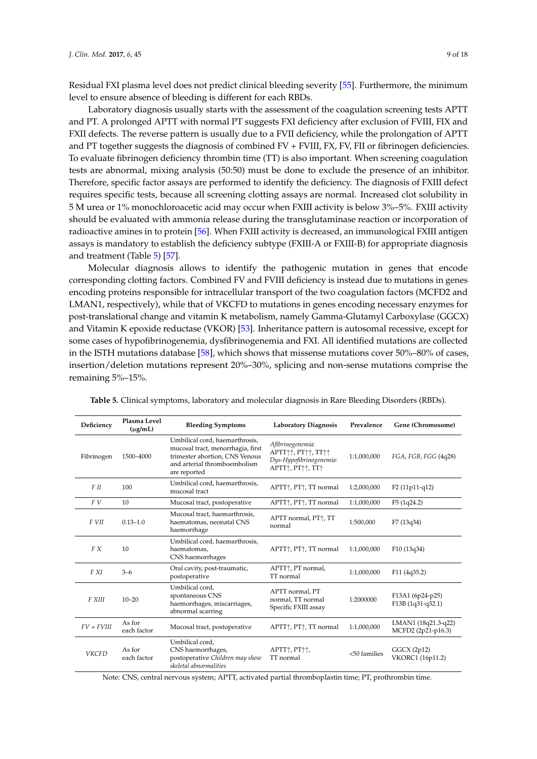Residual FXI plasma level does not predict clinical bleeding severity [55]. Furthermore, the minimum level to ensure absence of bleeding is different for each RBDs.

Laboratory diagnosis usually starts with the assessment of the coagulation screening tests APTT and PT. A prolonged APTT with normal PT suggests FXI deficiency after exclusion of FVIII, FIX and FXII defects. The reverse pattern is usually due to a FVII deficiency, while the prolongation of APTT and PT together suggests the diagnosis of combined FV + FVIII, FX, FV, FII or fibrinogen deficiencies. To evaluate fibrinogen deficiency thrombin time (TT) is also important. When screening coagulation tests are abnormal, mixing analysis (50:50) must be done to exclude the presence of an inhibitor. Therefore, specific factor assays are performed to identify the deficiency. The diagnosis of FXIII defect requires specific tests, because all screening clotting assays are normal. Increased clot solubility in 5 M urea or 1% monochloroacetic acid may occur when FXIII activity is below 3%–5%. FXIII activity should be evaluated with ammonia release during the transglutaminase reaction or incorporation of radioactive amines in to protein [56]. When FXIII activity is decreased, an immunological FXIII antigen assays is mandatory to establish the deficiency subtype (FXIII-A or FXIII-B) for appropriate diagnosis and treatment (Table 5) [57].

Molecular diagnosis allows to identify the pathogenic mutation in genes that encode corresponding clotting factors. Combined FV and FVIII deficiency is instead due to mutations in genes encoding proteins responsible for intracellular transport of the two coagulation factors (MCFD2 and LMAN1, respectively), while that of VKCFD to mutations in genes encoding necessary enzymes for post-translational change and vitamin K metabolism, namely Gamma-Glutamyl Carboxylase (GGCX) and Vitamin K epoxide reductase (VKOR) [53]. Inheritance pattern is autosomal recessive, except for some cases of hypofibrinogenemia, dysfibrinogenemia and FXI. All identified mutations are collected in the ISTH mutations database [58], which shows that missense mutations cover 50%–80% of cases, insertion/deletion mutations represent 20%–30%, splicing and non-sense mutations comprise the remaining 5%–15%.

**Table 5.** Clinical symptoms, laboratory and molecular diagnosis in Rare Bleeding Disorders (RBDs).

| Deficiency | Plasma Level (μg/mL) | Bleeding Symptoms | Laboratory Diagnosis | Prevalence | Gene (Chromosome) |
|---|---|---|---|---|---|
| Fibrinogen | 1500–4000 | Umbilical cord, haemarthrosis, mucosal tract, menorrhagia, first trimester abortion, CNS Venous and arterial thromboembolism are reported | *Afibrinogenemia:* APTT↑↑, PT↑↑, TT↑↑ *Dys-Hypofibrinogenemia:* APTT↑, PT↑↑, TT↑ | 1:1,000,000 | *FGA*, *FGB*, *FGG* (4q28) |
| *F II* | 100 | Umbilical cord, haemarthrosis, mucosal tract | APTT↑, PT↑, TT normal | 1:2,000,000 | F2 (11p11-q12) |
| *F V* | 10 | Mucosal tract, postoperative | APTT↑, PT↑, TT normal | 1:1,000,000 | F5 (1q24.2) |
| *F VII* | 0.13–1.0 | Mucosal tract, haemarthrosis, haematomas, neonatal CNS haemorrhage | APTT normal, PT↑, TT normal | 1:500,000 | F7 (13q34) |
| *F X* | 10 | Umbilical cord, haemarthrosis, haematomas, CNS haemorrhages | APTT↑, PT↑, TT normal | 1:1,000,000 | F10 (13q34) |
| *F XI* | 3–6 | Oral cavity, post-traumatic, postoperative | APTT↑, PT normal, TT normal | 1:1,000,000 | F11 (4q35.2) |
| *F XIII* | 10–20 | Umbilical cord, spontaneous CNS haemorrhages, miscarriages, abnormal scarring | APTT normal, PT normal, TT normal Specific FXIII assay | 1:2000000 | F13A1 (6p24-p25) F13B (1q31-q32.1) |
| *FV + FVIII* | As for each factor | Mucosal tract, postoperative | APTT↑, PT↑, TT normal | 1:1,000,000 | LMAN1 (18q21.3-q22) MCFD2 (2p21-p16.3) |
| *VKCFD* | As for each factor | Umbilical cord, CNS haemorrhages, postoperative *Children may show skeletal abnormalities* | APTT↑, PT↑↑, TT normal | <50 families | GGCX (2p12) VKORC1 (16p11.2) |

Note: CNS, central nervous system; APTT, activated partial thromboplastin time; PT, prothrombin time.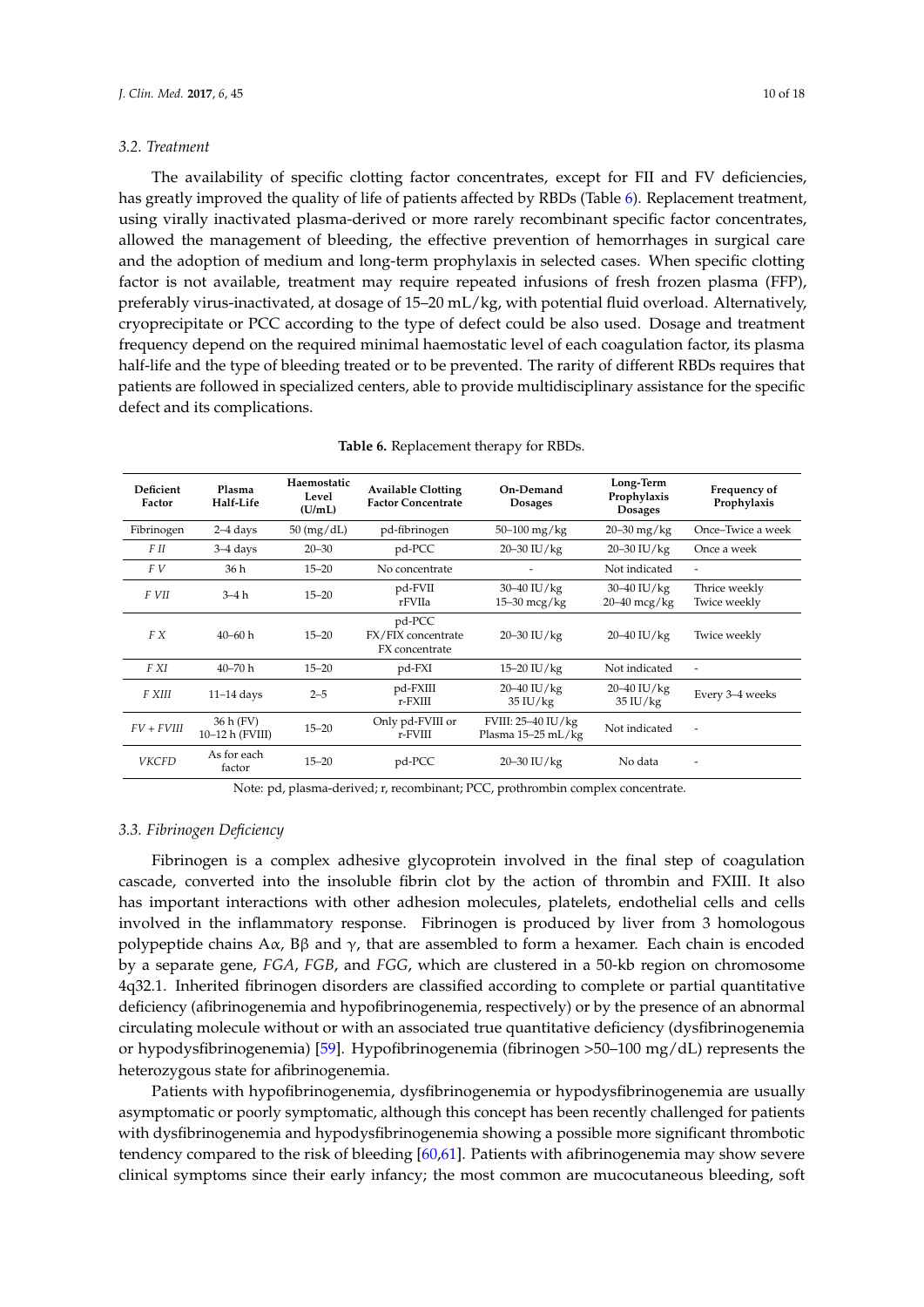### 3.2. Treatment

The availability of specific clotting factor concentrates, except for FII and FV deficiencies, has greatly improved the quality of life of patients affected by RBDs (Table 6). Replacement treatment, using virally inactivated plasma-derived or more rarely recombinant specific factor concentrates, allowed the management of bleeding, the effective prevention of hemorrhages in surgical care and the adoption of medium and long-term prophylaxis in selected cases. When specific clotting factor is not available, treatment may require repeated infusions of fresh frozen plasma (FFP), preferably virus-inactivated, at dosage of 15–20 mL/kg, with potential fluid overload. Alternatively, cryoprecipitate or PCC according to the type of defect could be also used. Dosage and treatment frequency depend on the required minimal haemostatic level of each coagulation factor, its plasma half-life and the type of bleeding treated or to be prevented. The rarity of different RBDs requires that patients are followed in specialized centers, able to provide multidisciplinary assistance for the specific defect and its complications.

**Table 6.** Replacement therapy for RBDs.

| Deficient Factor | Plasma Half-Life | Haemostatic Level (U/mL) | Available Clotting Factor Concentrate | On-Demand Dosages | Long-Term Prophylaxis Dosages | Frequency of Prophylaxis |
|---|---|---|---|---|---|---|
| Fibrinogen | 2–4 days | 50 (mg/dL) | pd-fibrinogen | 50–100 mg/kg | 20–30 mg/kg | Once–Twice a week |
| *F II* | 3–4 days | 20–30 | pd-PCC | 20–30 IU/kg | 20–30 IU/kg | Once a week |
| *F V* | 36 h | 15–20 | No concentrate | - | Not indicated | - |
| *F VII* | 3–4 h | 15–20 | pd-FVII<br>rFVIIa | 30–40 IU/kg<br>15–30 mcg/kg | 30–40 IU/kg<br>20–40 mcg/kg | Thrice weekly<br>Twice weekly |
| *F X* | 40–60 h | 15–20 | pd-PCC<br>FX/FIX concentrate<br>FX concentrate | 20–30 IU/kg | 20–40 IU/kg | Twice weekly |
| *F XI* | 40–70 h | 15–20 | pd-FXI | 15–20 IU/kg | Not indicated | - |
| *F XIII* | 11–14 days | 2–5 | pd-FXIII<br>r-FXIII | 20–40 IU/kg<br>35 IU/kg | 20–40 IU/kg<br>35 IU/kg | Every 3–4 weeks |
| *FV + FVIII* | 36 h (FV)<br>10–12 h (FVIII) | 15–20 | Only pd-FVIII or r-FVIII | FVIII: 25–40 IU/kg<br>Plasma 15–25 mL/kg | Not indicated | - |
| *VKCFD* | As for each factor | 15–20 | pd-PCC | 20–30 IU/kg | No data | - |

Note: pd, plasma-derived; r, recombinant; PCC, prothrombin complex concentrate.

### 3.3. Fibrinogen Deficiency

Fibrinogen is a complex adhesive glycoprotein involved in the final step of coagulation cascade, converted into the insoluble fibrin clot by the action of thrombin and FXIII. It also has important interactions with other adhesion molecules, platelets, endothelial cells and cells involved in the inflammatory response. Fibrinogen is produced by liver from 3 homologous polypeptide chains Aα, Bβ and γ, that are assembled to form a hexamer. Each chain is encoded by a separate gene, *FGA*, *FGB*, and *FGG*, which are clustered in a 50-kb region on chromosome 4q32.1. Inherited fibrinogen disorders are classified according to complete or partial quantitative deficiency (afibrinogenemia and hypofibrinogenemia, respectively) or by the presence of an abnormal circulating molecule without or with an associated true quantitative deficiency (dysfibrinogenemia or hypodysfibrinogenemia) [59]. Hypofibrinogenemia (fibrinogen >50–100 mg/dL) represents the heterozygous state for afibrinogenemia.

Patients with hypofibrinogenemia, dysfibrinogenemia or hypodysfibrinogenemia are usually asymptomatic or poorly symptomatic, although this concept has been recently challenged for patients with dysfibrinogenemia and hypodysfibrinogenemia showing a possible more significant thrombotic tendency compared to the risk of bleeding [60,61]. Patients with afibrinogenemia may show severe clinical symptoms since their early infancy; the most common are mucocutaneous bleeding, soft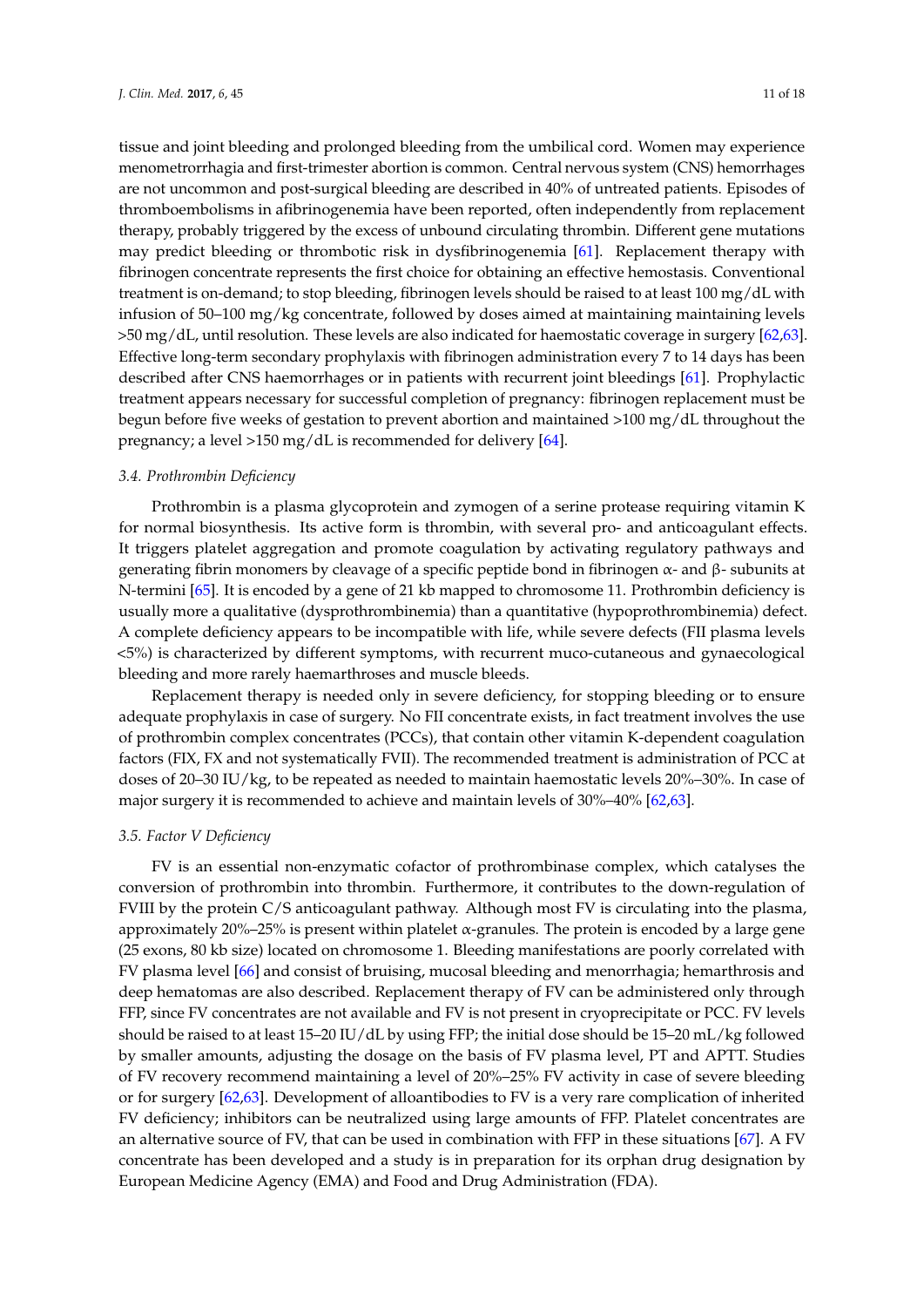tissue and joint bleeding and prolonged bleeding from the umbilical cord. Women may experience menometrorrhagia and first-trimester abortion is common. Central nervous system (CNS) hemorrhages are not uncommon and post-surgical bleeding are described in 40% of untreated patients. Episodes of thromboembolisms in afibrinogenemia have been reported, often independently from replacement therapy, probably triggered by the excess of unbound circulating thrombin. Different gene mutations may predict bleeding or thrombotic risk in dysfibrinogenemia [61]. Replacement therapy with fibrinogen concentrate represents the first choice for obtaining an effective hemostasis. Conventional treatment is on-demand; to stop bleeding, fibrinogen levels should be raised to at least 100 mg/dL with infusion of 50–100 mg/kg concentrate, followed by doses aimed at maintaining maintaining levels >50 mg/dL, until resolution. These levels are also indicated for haemostatic coverage in surgery [62,63]. Effective long-term secondary prophylaxis with fibrinogen administration every 7 to 14 days has been described after CNS haemorrhages or in patients with recurrent joint bleedings [61]. Prophylactic treatment appears necessary for successful completion of pregnancy: fibrinogen replacement must be begun before five weeks of gestation to prevent abortion and maintained >100 mg/dL throughout the pregnancy; a level >150 mg/dL is recommended for delivery [64].

### *3.4. Prothrombin Deficiency*

Prothrombin is a plasma glycoprotein and zymogen of a serine protease requiring vitamin K for normal biosynthesis. Its active form is thrombin, with several pro- and anticoagulant effects. It triggers platelet aggregation and promote coagulation by activating regulatory pathways and generating fibrin monomers by cleavage of a specific peptide bond in fibrinogen α- and β- subunits at N-termini [65]. It is encoded by a gene of 21 kb mapped to chromosome 11. Prothrombin deficiency is usually more a qualitative (dysprothrombinemia) than a quantitative (hypoprothrombinemia) defect. A complete deficiency appears to be incompatible with life, while severe defects (FII plasma levels <5%) is characterized by different symptoms, with recurrent muco-cutaneous and gynaecological bleeding and more rarely haemarthroses and muscle bleeds.

Replacement therapy is needed only in severe deficiency, for stopping bleeding or to ensure adequate prophylaxis in case of surgery. No FII concentrate exists, in fact treatment involves the use of prothrombin complex concentrates (PCCs), that contain other vitamin K-dependent coagulation factors (FIX, FX and not systematically FVII). The recommended treatment is administration of PCC at doses of 20–30 IU/kg, to be repeated as needed to maintain haemostatic levels 20%–30%. In case of major surgery it is recommended to achieve and maintain levels of 30%–40% [62,63].

### *3.5. Factor V Deficiency*

FV is an essential non-enzymatic cofactor of prothrombinase complex, which catalyses the conversion of prothrombin into thrombin. Furthermore, it contributes to the down-regulation of FVIII by the protein C/S anticoagulant pathway. Although most FV is circulating into the plasma, approximately 20%–25% is present within platelet α-granules. The protein is encoded by a large gene (25 exons, 80 kb size) located on chromosome 1. Bleeding manifestations are poorly correlated with FV plasma level [66] and consist of bruising, mucosal bleeding and menorrhagia; hemarthrosis and deep hematomas are also described. Replacement therapy of FV can be administered only through FFP, since FV concentrates are not available and FV is not present in cryoprecipitate or PCC. FV levels should be raised to at least 15–20 IU/dL by using FFP; the initial dose should be 15–20 mL/kg followed by smaller amounts, adjusting the dosage on the basis of FV plasma level, PT and APTT. Studies of FV recovery recommend maintaining a level of 20%–25% FV activity in case of severe bleeding or for surgery [62,63]. Development of alloantibodies to FV is a very rare complication of inherited FV deficiency; inhibitors can be neutralized using large amounts of FFP. Platelet concentrates are an alternative source of FV, that can be used in combination with FFP in these situations [67]. A FV concentrate has been developed and a study is in preparation for its orphan drug designation by European Medicine Agency (EMA) and Food and Drug Administration (FDA).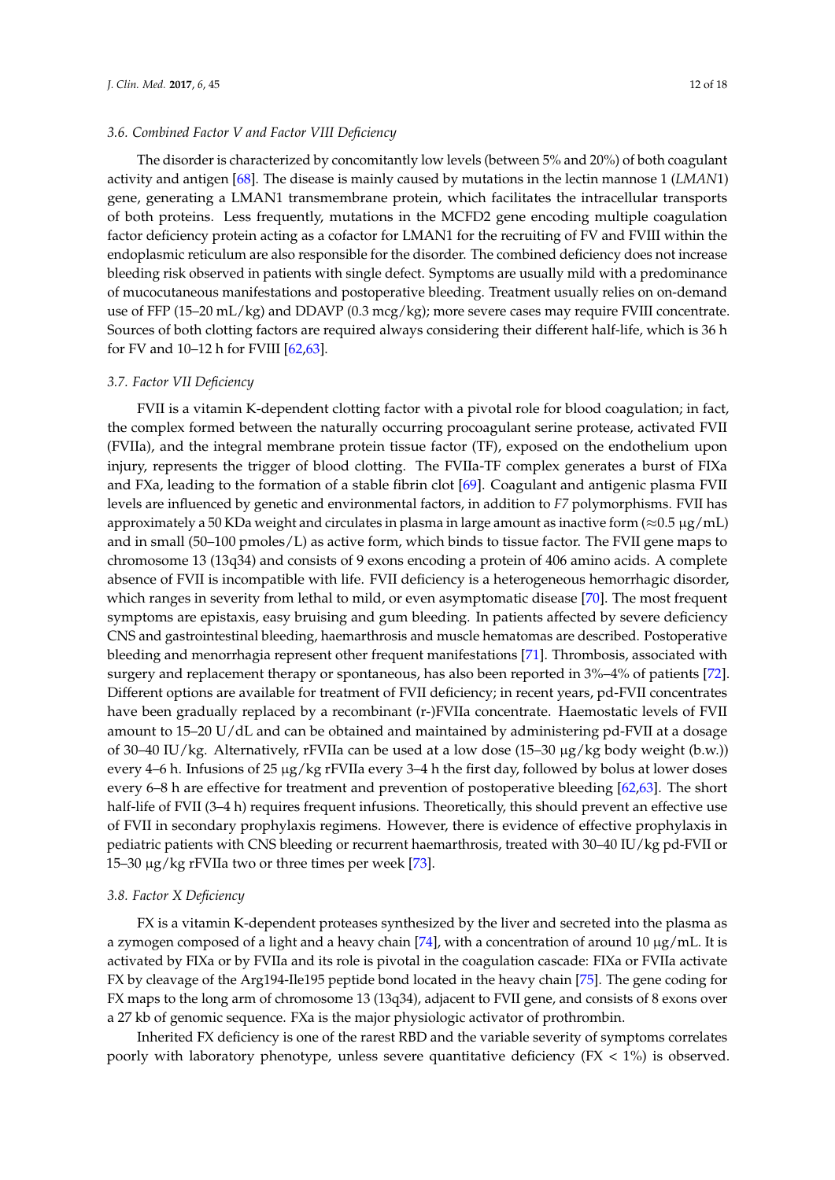### 3.6. Combined Factor V and Factor VIII Deficiency

The disorder is characterized by concomitantly low levels (between 5% and 20%) of both coagulant activity and antigen [68]. The disease is mainly caused by mutations in the lectin mannose 1 (*LMAN1*) gene, generating a LMAN1 transmembrane protein, which facilitates the intracellular transports of both proteins. Less frequently, mutations in the MCFD2 gene encoding multiple coagulation factor deficiency protein acting as a cofactor for LMAN1 for the recruiting of FV and FVIII within the endoplasmic reticulum are also responsible for the disorder. The combined deficiency does not increase bleeding risk observed in patients with single defect. Symptoms are usually mild with a predominance of mucocutaneous manifestations and postoperative bleeding. Treatment usually relies on on-demand use of FFP (15–20 mL/kg) and DDAVP (0.3 mcg/kg); more severe cases may require FVIII concentrate. Sources of both clotting factors are required always considering their different half-life, which is 36 h for FV and 10–12 h for FVIII [62,63].

### 3.7. Factor VII Deficiency

FVII is a vitamin K-dependent clotting factor with a pivotal role for blood coagulation; in fact, the complex formed between the naturally occurring procoagulant serine protease, activated FVII (FVIIa), and the integral membrane protein tissue factor (TF), exposed on the endothelium upon injury, represents the trigger of blood clotting. The FVIIa-TF complex generates a burst of FIXa and FXa, leading to the formation of a stable fibrin clot [69]. Coagulant and antigenic plasma FVII levels are influenced by genetic and environmental factors, in addition to *F7* polymorphisms. FVII has approximately a 50 KDa weight and circulates in plasma in large amount as inactive form (≈0.5 μg/mL) and in small (50–100 pmoles/L) as active form, which binds to tissue factor. The FVII gene maps to chromosome 13 (13q34) and consists of 9 exons encoding a protein of 406 amino acids. A complete absence of FVII is incompatible with life. FVII deficiency is a heterogeneous hemorrhagic disorder, which ranges in severity from lethal to mild, or even asymptomatic disease [70]. The most frequent symptoms are epistaxis, easy bruising and gum bleeding. In patients affected by severe deficiency CNS and gastrointestinal bleeding, haemarthrosis and muscle hematomas are described. Postoperative bleeding and menorrhagia represent other frequent manifestations [71]. Thrombosis, associated with surgery and replacement therapy or spontaneous, has also been reported in 3%–4% of patients [72]. Different options are available for treatment of FVII deficiency; in recent years, pd-FVII concentrates have been gradually replaced by a recombinant (r-)FVIIa concentrate. Haemostatic levels of FVII amount to 15–20 U/dL and can be obtained and maintained by administering pd-FVII at a dosage of 30–40 IU/kg. Alternatively, rFVIIa can be used at a low dose (15–30 μg/kg body weight (b.w.)) every 4–6 h. Infusions of 25 μg/kg rFVIIa every 3–4 h the first day, followed by bolus at lower doses every 6–8 h are effective for treatment and prevention of postoperative bleeding [62,63]. The short half-life of FVII (3–4 h) requires frequent infusions. Theoretically, this should prevent an effective use of FVII in secondary prophylaxis regimens. However, there is evidence of effective prophylaxis in pediatric patients with CNS bleeding or recurrent haemarthrosis, treated with 30–40 IU/kg pd-FVII or 15–30 μg/kg rFVIIa two or three times per week [73].

### 3.8. Factor X Deficiency

FX is a vitamin K-dependent proteases synthesized by the liver and secreted into the plasma as a zymogen composed of a light and a heavy chain [74], with a concentration of around 10 μg/mL. It is activated by FIXa or by FVIIa and its role is pivotal in the coagulation cascade: FIXa or FVIIa activate FX by cleavage of the Arg194-Ile195 peptide bond located in the heavy chain [75]. The gene coding for FX maps to the long arm of chromosome 13 (13q34), adjacent to FVII gene, and consists of 8 exons over a 27 kb of genomic sequence. FXa is the major physiologic activator of prothrombin.

Inherited FX deficiency is one of the rarest RBD and the variable severity of symptoms correlates poorly with laboratory phenotype, unless severe quantitative deficiency (FX < 1%) is observed.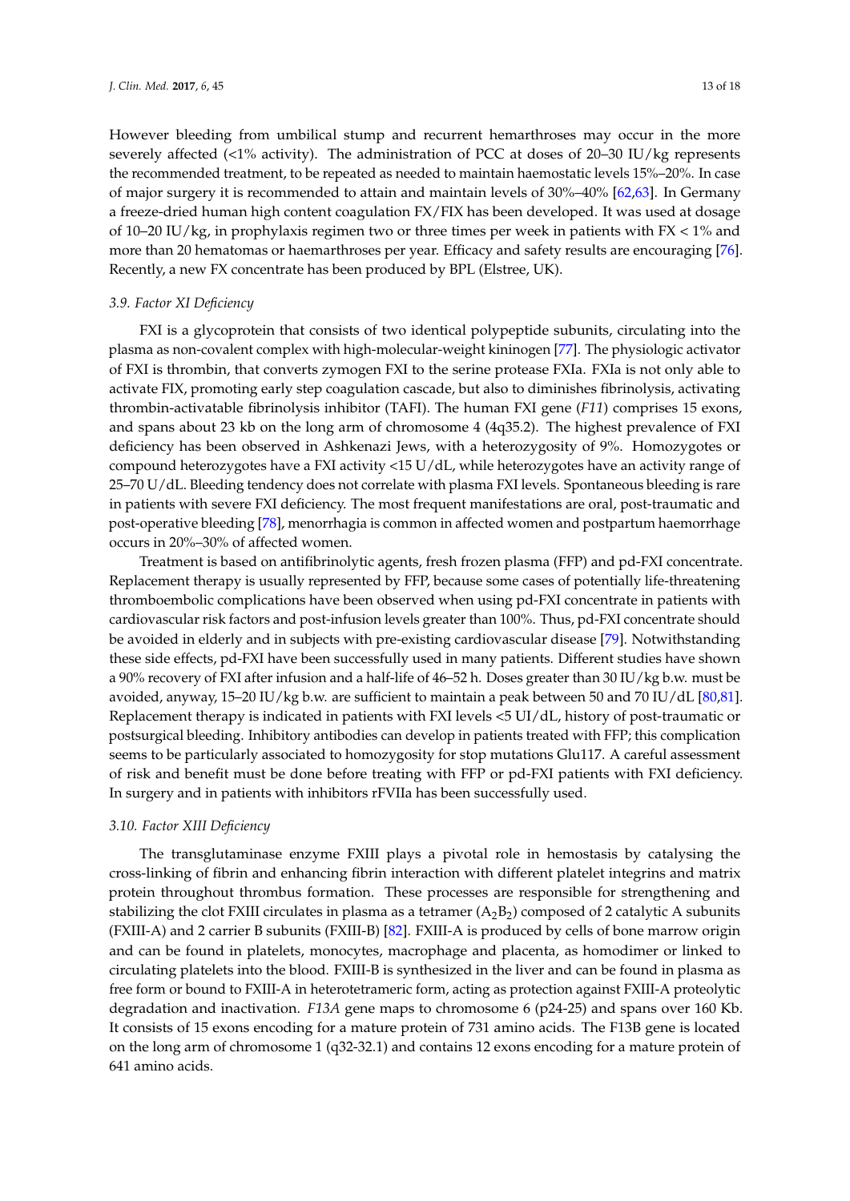However bleeding from umbilical stump and recurrent hemarthroses may occur in the more severely affected (<1% activity). The administration of PCC at doses of 20–30 IU/kg represents the recommended treatment, to be repeated as needed to maintain haemostatic levels 15%–20%. In case of major surgery it is recommended to attain and maintain levels of 30%–40% [62,63]. In Germany a freeze-dried human high content coagulation FX/FIX has been developed. It was used at dosage of 10–20 IU/kg, in prophylaxis regimen two or three times per week in patients with FX < 1% and more than 20 hematomas or haemarthroses per year. Efficacy and safety results are encouraging [76]. Recently, a new FX concentrate has been produced by BPL (Elstree, UK).

### *3.9. Factor XI Deficiency*

FXI is a glycoprotein that consists of two identical polypeptide subunits, circulating into the plasma as non-covalent complex with high-molecular-weight kininogen [77]. The physiologic activator of FXI is thrombin, that converts zymogen FXI to the serine protease FXIa. FXIa is not only able to activate FIX, promoting early step coagulation cascade, but also to diminishes fibrinolysis, activating thrombin-activatable fibrinolysis inhibitor (TAFI). The human FXI gene (*F11*) comprises 15 exons, and spans about 23 kb on the long arm of chromosome 4 (4q35.2). The highest prevalence of FXI deficiency has been observed in Ashkenazi Jews, with a heterozygosity of 9%. Homozygotes or compound heterozygotes have a FXI activity <15 U/dL, while heterozygotes have an activity range of 25–70 U/dL. Bleeding tendency does not correlate with plasma FXI levels. Spontaneous bleeding is rare in patients with severe FXI deficiency. The most frequent manifestations are oral, post-traumatic and post-operative bleeding [78], menorrhagia is common in affected women and postpartum haemorrhage occurs in 20%–30% of affected women.

Treatment is based on antifibrinolytic agents, fresh frozen plasma (FFP) and pd-FXI concentrate. Replacement therapy is usually represented by FFP, because some cases of potentially life-threatening thromboembolic complications have been observed when using pd-FXI concentrate in patients with cardiovascular risk factors and post-infusion levels greater than 100%. Thus, pd-FXI concentrate should be avoided in elderly and in subjects with pre-existing cardiovascular disease [79]. Notwithstanding these side effects, pd-FXI have been successfully used in many patients. Different studies have shown a 90% recovery of FXI after infusion and a half-life of 46–52 h. Doses greater than 30 IU/kg b.w. must be avoided, anyway, 15–20 IU/kg b.w. are sufficient to maintain a peak between 50 and 70 IU/dL [80,81]. Replacement therapy is indicated in patients with FXI levels <5 UI/dL, history of post-traumatic or postsurgical bleeding. Inhibitory antibodies can develop in patients treated with FFP; this complication seems to be particularly associated to homozygosity for stop mutations Glu117. A careful assessment of risk and benefit must be done before treating with FFP or pd-FXI patients with FXI deficiency. In surgery and in patients with inhibitors rFVIIa has been successfully used.

### *3.10. Factor XIII Deficiency*

The transglutaminase enzyme FXIII plays a pivotal role in hemostasis by catalysing the cross-linking of fibrin and enhancing fibrin interaction with different platelet integrins and matrix protein throughout thrombus formation. These processes are responsible for strengthening and stabilizing the clot FXIII circulates in plasma as a tetramer ($A_2B_2$) composed of 2 catalytic A subunits (FXIII-A) and 2 carrier B subunits (FXIII-B) [82]. FXIII-A is produced by cells of bone marrow origin and can be found in platelets, monocytes, macrophage and placenta, as homodimer or linked to circulating platelets into the blood. FXIII-B is synthesized in the liver and can be found in plasma as free form or bound to FXIII-A in heterotetrameric form, acting as protection against FXIII-A proteolytic degradation and inactivation. *F13A* gene maps to chromosome 6 (p24-25) and spans over 160 Kb. It consists of 15 exons encoding for a mature protein of 731 amino acids. The F13B gene is located on the long arm of chromosome 1 (q32-32.1) and contains 12 exons encoding for a mature protein of 641 amino acids.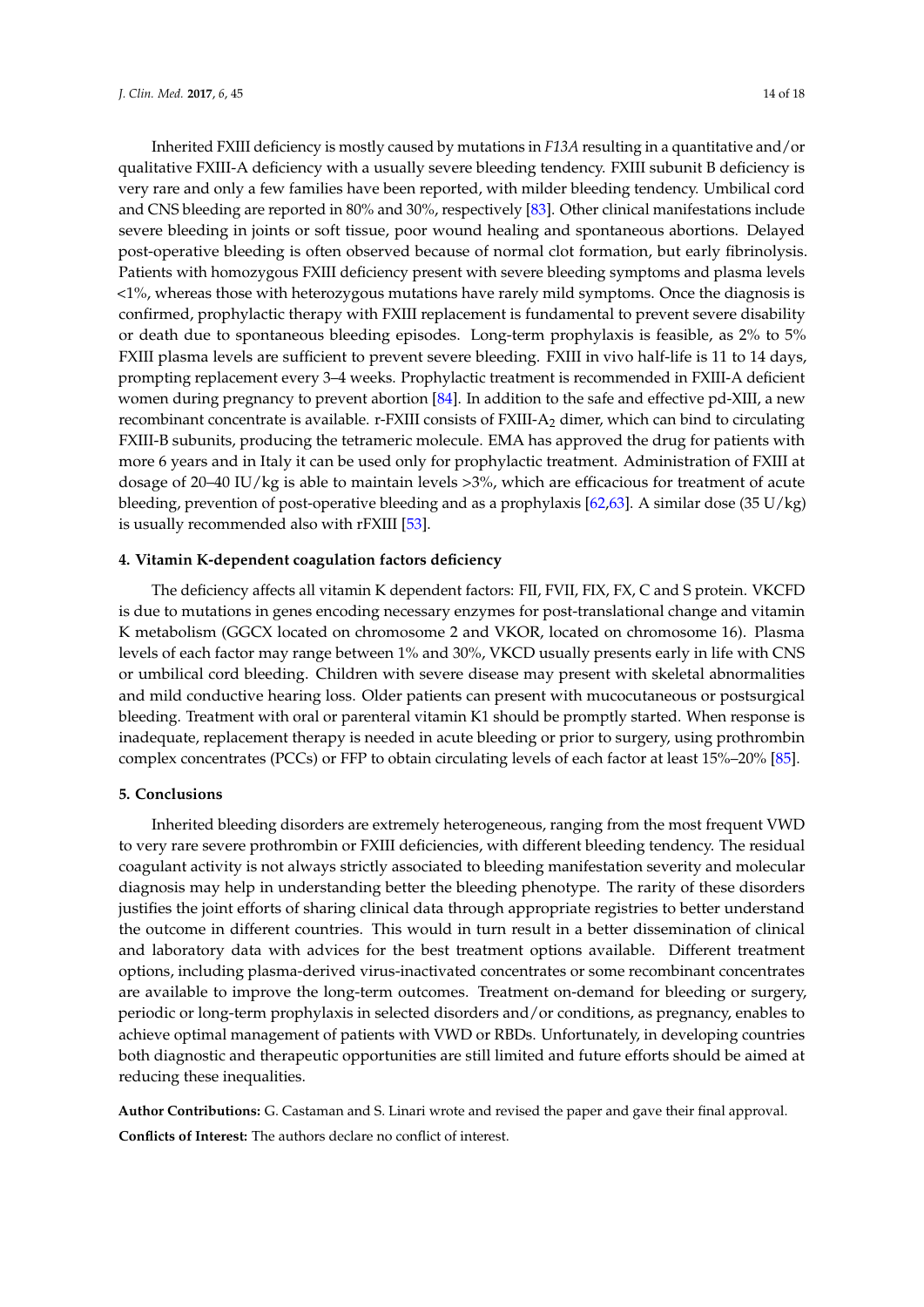Inherited FXIII deficiency is mostly caused by mutations in *F13A* resulting in a quantitative and/or qualitative FXIII-A deficiency with a usually severe bleeding tendency. FXIII subunit B deficiency is very rare and only a few families have been reported, with milder bleeding tendency. Umbilical cord and CNS bleeding are reported in 80% and 30%, respectively [83]. Other clinical manifestations include severe bleeding in joints or soft tissue, poor wound healing and spontaneous abortions. Delayed post-operative bleeding is often observed because of normal clot formation, but early fibrinolysis. Patients with homozygous FXIII deficiency present with severe bleeding symptoms and plasma levels <1%, whereas those with heterozygous mutations have rarely mild symptoms. Once the diagnosis is confirmed, prophylactic therapy with FXIII replacement is fundamental to prevent severe disability or death due to spontaneous bleeding episodes. Long-term prophylaxis is feasible, as 2% to 5% FXIII plasma levels are sufficient to prevent severe bleeding. FXIII in vivo half-life is 11 to 14 days, prompting replacement every 3–4 weeks. Prophylactic treatment is recommended in FXIII-A deficient women during pregnancy to prevent abortion [84]. In addition to the safe and effective pd-XIII, a new recombinant concentrate is available. r-FXIII consists of FXIII-$A_2$ dimer, which can bind to circulating FXIII-B subunits, producing the tetrameric molecule. EMA has approved the drug for patients with more 6 years and in Italy it can be used only for prophylactic treatment. Administration of FXIII at dosage of 20–40 IU/kg is able to maintain levels >3%, which are efficacious for treatment of acute bleeding, prevention of post-operative bleeding and as a prophylaxis [62,63]. A similar dose (35 U/kg) is usually recommended also with rFXIII [53].

## 4. Vitamin K-dependent coagulation factors deficiency

The deficiency affects all vitamin K dependent factors: FII, FVII, FIX, FX, C and S protein. VKCFD is due to mutations in genes encoding necessary enzymes for post-translational change and vitamin K metabolism (GGCX located on chromosome 2 and VKOR, located on chromosome 16). Plasma levels of each factor may range between 1% and 30%, VKCD usually presents early in life with CNS or umbilical cord bleeding. Children with severe disease may present with skeletal abnormalities and mild conductive hearing loss. Older patients can present with mucocutaneous or postsurgical bleeding. Treatment with oral or parenteral vitamin K1 should be promptly started. When response is inadequate, replacement therapy is needed in acute bleeding or prior to surgery, using prothrombin complex concentrates (PCCs) or FFP to obtain circulating levels of each factor at least 15%–20% [85].

## 5. Conclusions

Inherited bleeding disorders are extremely heterogeneous, ranging from the most frequent VWD to very rare severe prothrombin or FXIII deficiencies, with different bleeding tendency. The residual coagulant activity is not always strictly associated to bleeding manifestation severity and molecular diagnosis may help in understanding better the bleeding phenotype. The rarity of these disorders justifies the joint efforts of sharing clinical data through appropriate registries to better understand the outcome in different countries. This would in turn result in a better dissemination of clinical and laboratory data with advices for the best treatment options available. Different treatment options, including plasma-derived virus-inactivated concentrates or some recombinant concentrates are available to improve the long-term outcomes. Treatment on-demand for bleeding or surgery, periodic or long-term prophylaxis in selected disorders and/or conditions, as pregnancy, enables to achieve optimal management of patients with VWD or RBDs. Unfortunately, in developing countries both diagnostic and therapeutic opportunities are still limited and future efforts should be aimed at reducing these inequalities.

**Author Contributions:** G. Castaman and S. Linari wrote and revised the paper and gave their final approval.

**Conflicts of Interest:** The authors declare no conflict of interest.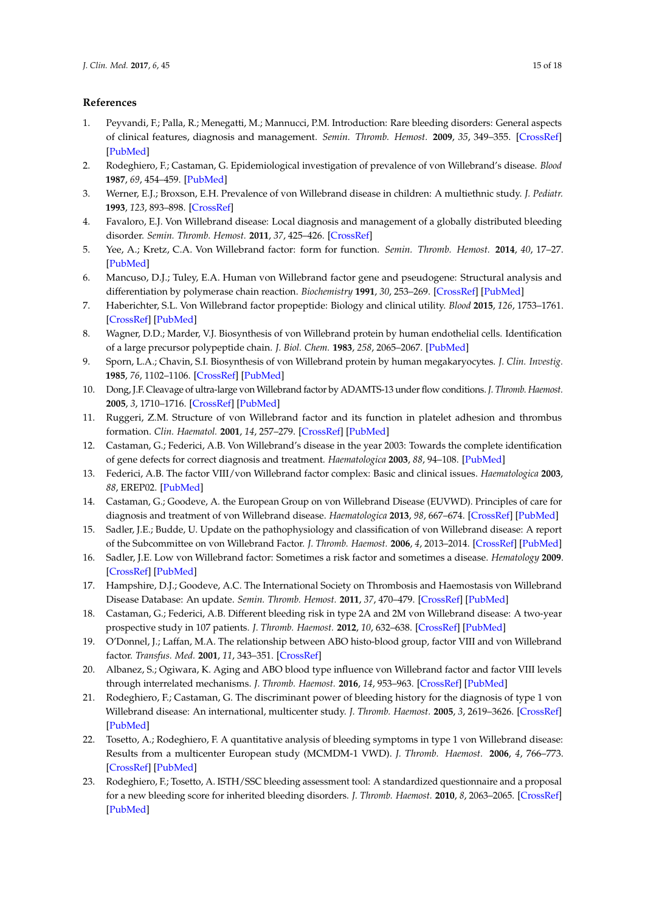## References

1. Peyvandi, F.; Palla, R.; Menegatti, M.; Mannucci, P.M. Introduction: Rare bleeding disorders: General aspects of clinical features, diagnosis and management. *Semin. Thromb. Hemost.* **2009**, *35*, 349–355. [CrossRef] [PubMed]
2. Rodeghiero, F.; Castaman, G. Epidemiological investigation of prevalence of von Willebrand's disease. *Blood* **1987**, *69*, 454–459. [PubMed]
3. Werner, E.J.; Broxson, E.H. Prevalence of von Willebrand disease in children: A multiethnic study. *J. Pediatr.* **1993**, *123*, 893–898. [CrossRef]
4. Favaloro, E.J. Von Willebrand disease: Local diagnosis and management of a globally distributed bleeding disorder. *Semin. Thromb. Hemost.* **2011**, *37*, 425–426. [CrossRef]
5. Yee, A.; Kretz, C.A. Von Willebrand factor: form for function. *Semin. Thromb. Hemost.* **2014**, *40*, 17–27. [PubMed]
6. Mancuso, D.J.; Tuley, E.A. Human von Willebrand factor gene and pseudogene: Structural analysis and differentiation by polymerase chain reaction. *Biochemistry* **1991**, *30*, 253–269. [CrossRef] [PubMed]
7. Haberichter, S.L. Von Willebrand factor propeptide: Biology and clinical utility. *Blood* **2015**, *126*, 1753–1761. [CrossRef] [PubMed]
8. Wagner, D.D.; Marder, V.J. Biosynthesis of von Willebrand protein by human endothelial cells. Identification of a large precursor polypeptide chain. *J. Biol. Chem.* **1983**, *258*, 2065–2067. [PubMed]
9. Sporn, L.A.; Chavin, S.I. Biosynthesis of von Willebrand protein by human megakaryocytes. *J. Clin. Investig.* **1985**, *76*, 1102–1106. [CrossRef] [PubMed]
10. Dong, J.F. Cleavage of ultra-large von Willebrand factor by ADAMTS-13 under flow conditions. *J. Thromb. Haemost.* **2005**, *3*, 1710–1716. [CrossRef] [PubMed]
11. Ruggeri, Z.M. Structure of von Willebrand factor and its function in platelet adhesion and thrombus formation. *Clin. Haematol.* **2001**, *14*, 257–279. [CrossRef] [PubMed]
12. Castaman, G.; Federici, A.B. Von Willebrand's disease in the year 2003: Towards the complete identification of gene defects for correct diagnosis and treatment. *Haematologica* **2003**, *88*, 94–108. [PubMed]
13. Federici, A.B. The factor VIII/von Willebrand factor complex: Basic and clinical issues. *Haematologica* **2003**, *88*, EREP02. [PubMed]
14. Castaman, G.; Goodeve, A. the European Group on von Willebrand Disease (EUVWD). Principles of care for diagnosis and treatment of von Willebrand disease. *Haematologica* **2013**, *98*, 667–674. [CrossRef] [PubMed]
15. Sadler, J.E.; Budde, U. Update on the pathophysiology and classification of von Willebrand disease: A report of the Subcommittee on von Willebrand Factor. *J. Thromb. Haemost.* **2006**, *4*, 2013–2014. [CrossRef] [PubMed]
16. Sadler, J.E. Low von Willebrand factor: Sometimes a risk factor and sometimes a disease. *Hematology* **2009**. [CrossRef] [PubMed]
17. Hampshire, D.J.; Goodeve, A.C. The International Society on Thrombosis and Haemostasis von Willebrand Disease Database: An update. *Semin. Thromb. Hemost.* **2011**, *37*, 470–479. [CrossRef] [PubMed]
18. Castaman, G.; Federici, A.B. Different bleeding risk in type 2A and 2M von Willebrand disease: A two-year prospective study in 107 patients. *J. Thromb. Haemost.* **2012**, *10*, 632–638. [CrossRef] [PubMed]
19. O'Donnel, J.; Laffan, M.A. The relationship between ABO histo-blood group, factor VIII and von Willebrand factor. *Transfus. Med.* **2001**, *11*, 343–351. [CrossRef]
20. Albanez, S.; Ogiwara, K. Aging and ABO blood type influence von Willebrand factor and factor VIII levels through interrelated mechanisms. *J. Thromb. Haemost.* **2016**, *14*, 953–963. [CrossRef] [PubMed]
21. Rodeghiero, F.; Castaman, G. The discriminant power of bleeding history for the diagnosis of type 1 von Willebrand disease: An international, multicenter study. *J. Thromb. Haemost.* **2005**, *3*, 2619–3626. [CrossRef] [PubMed]
22. Tosetto, A.; Rodeghiero, F. A quantitative analysis of bleeding symptoms in type 1 von Willebrand disease: Results from a multicenter European study (MCMDM-1 VWD). *J. Thromb. Haemost.* **2006**, *4*, 766–773. [CrossRef] [PubMed]
23. Rodeghiero, F.; Tosetto, A. ISTH/SSC bleeding assessment tool: A standardized questionnaire and a proposal for a new bleeding score for inherited bleeding disorders. *J. Thromb. Haemost.* **2010**, *8*, 2063–2065. [CrossRef] [PubMed]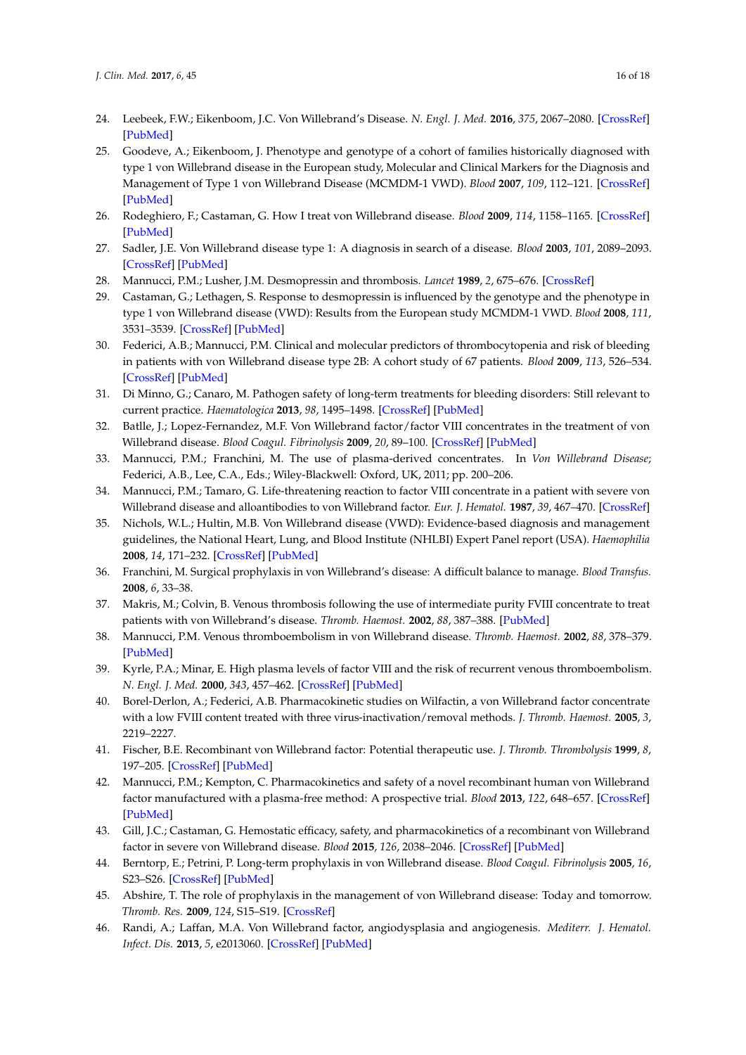24. Leebeek, F.W.; Eikenboom, J.C. Von Willebrand's Disease. *N. Engl. J. Med.* **2016**, *375*, 2067–2080. [CrossRef] [PubMed]
25. Goodeve, A.; Eikenboom, J. Phenotype and genotype of a cohort of families historically diagnosed with type 1 von Willebrand disease in the European study, Molecular and Clinical Markers for the Diagnosis and Management of Type 1 von Willebrand Disease (MCMDM-1 VWD). *Blood* **2007**, *109*, 112–121. [CrossRef] [PubMed]
26. Rodeghiero, F.; Castaman, G. How I treat von Willebrand disease. *Blood* **2009**, *114*, 1158–1165. [CrossRef] [PubMed]
27. Sadler, J.E. Von Willebrand disease type 1: A diagnosis in search of a disease. *Blood* **2003**, *101*, 2089–2093. [CrossRef] [PubMed]
28. Mannucci, P.M.; Lusher, J.M. Desmopressin and thrombosis. *Lancet* **1989**, *2*, 675–676. [CrossRef]
29. Castaman, G.; Lethagen, S. Response to desmopressin is influenced by the genotype and the phenotype in type 1 von Willebrand disease (VWD): Results from the European study MCMDM-1 VWD. *Blood* **2008**, *111*, 3531–3539. [CrossRef] [PubMed]
30. Federici, A.B.; Mannucci, P.M. Clinical and molecular predictors of thrombocytopenia and risk of bleeding in patients with von Willebrand disease type 2B: A cohort study of 67 patients. *Blood* **2009**, *113*, 526–534. [CrossRef] [PubMed]
31. Di Minno, G.; Canaro, M. Pathogen safety of long-term treatments for bleeding disorders: Still relevant to current practice. *Haematologica* **2013**, *98*, 1495–1498. [CrossRef] [PubMed]
32. Batlle, J.; Lopez-Fernandez, M.F. Von Willebrand factor/factor VIII concentrates in the treatment of von Willebrand disease. *Blood Coagul. Fibrinolysis* **2009**, *20*, 89–100. [CrossRef] [PubMed]
33. Mannucci, P.M.; Franchini, M. The use of plasma-derived concentrates. In *Von Willebrand Disease*; Federici, A.B., Lee, C.A., Eds.; Wiley-Blackwell: Oxford, UK, 2011; pp. 200–206.
34. Mannucci, P.M.; Tamaro, G. Life-threatening reaction to factor VIII concentrate in a patient with severe von Willebrand disease and alloantibodies to von Willebrand factor. *Eur. J. Hematol.* **1987**, *39*, 467–470. [CrossRef]
35. Nichols, W.L.; Hultin, M.B. Von Willebrand disease (VWD): Evidence-based diagnosis and management guidelines, the National Heart, Lung, and Blood Institute (NHLBI) Expert Panel report (USA). *Haemophilia* **2008**, *14*, 171–232. [CrossRef] [PubMed]
36. Franchini, M. Surgical prophylaxis in von Willebrand's disease: A difficult balance to manage. *Blood Transfus.* **2008**, *6*, 33–38.
37. Makris, M.; Colvin, B. Venous thrombosis following the use of intermediate purity FVIII concentrate to treat patients with von Willebrand's disease. *Thromb. Haemost.* **2002**, *88*, 387–388. [PubMed]
38. Mannucci, P.M. Venous thromboembolism in von Willebrand disease. *Thromb. Haemost.* **2002**, *88*, 378–379. [PubMed]
39. Kyrle, P.A.; Minar, E. High plasma levels of factor VIII and the risk of recurrent venous thromboembolism. *N. Engl. J. Med.* **2000**, *343*, 457–462. [CrossRef] [PubMed]
40. Borel-Derlon, A.; Federici, A.B. Pharmacokinetic studies on Wilfactin, a von Willebrand factor concentrate with a low FVIII content treated with three virus-inactivation/removal methods. *J. Thromb. Haemost.* **2005**, *3*, 2219–2227.
41. Fischer, B.E. Recombinant von Willebrand factor: Potential therapeutic use. *J. Thromb. Thrombolysis* **1999**, *8*, 197–205. [CrossRef] [PubMed]
42. Mannucci, P.M.; Kempton, C. Pharmacokinetics and safety of a novel recombinant human von Willebrand factor manufactured with a plasma-free method: A prospective trial. *Blood* **2013**, *122*, 648–657. [CrossRef] [PubMed]
43. Gill, J.C.; Castaman, G. Hemostatic efficacy, safety, and pharmacokinetics of a recombinant von Willebrand factor in severe von Willebrand disease. *Blood* **2015**, *126*, 2038–2046. [CrossRef] [PubMed]
44. Berntorp, E.; Petrini, P. Long-term prophylaxis in von Willebrand disease. *Blood Coagul. Fibrinolysis* **2005**, *16*, S23–S26. [CrossRef] [PubMed]
45. Abshire, T. The role of prophylaxis in the management of von Willebrand disease: Today and tomorrow. *Thromb. Res.* **2009**, *124*, S15–S19. [CrossRef]
46. Randi, A.; Laffan, M.A. Von Willebrand factor, angiodysplasia and angiogenesis. *Mediterr. J. Hematol. Infect. Dis.* **2013**, *5*, e2013060. [CrossRef] [PubMed]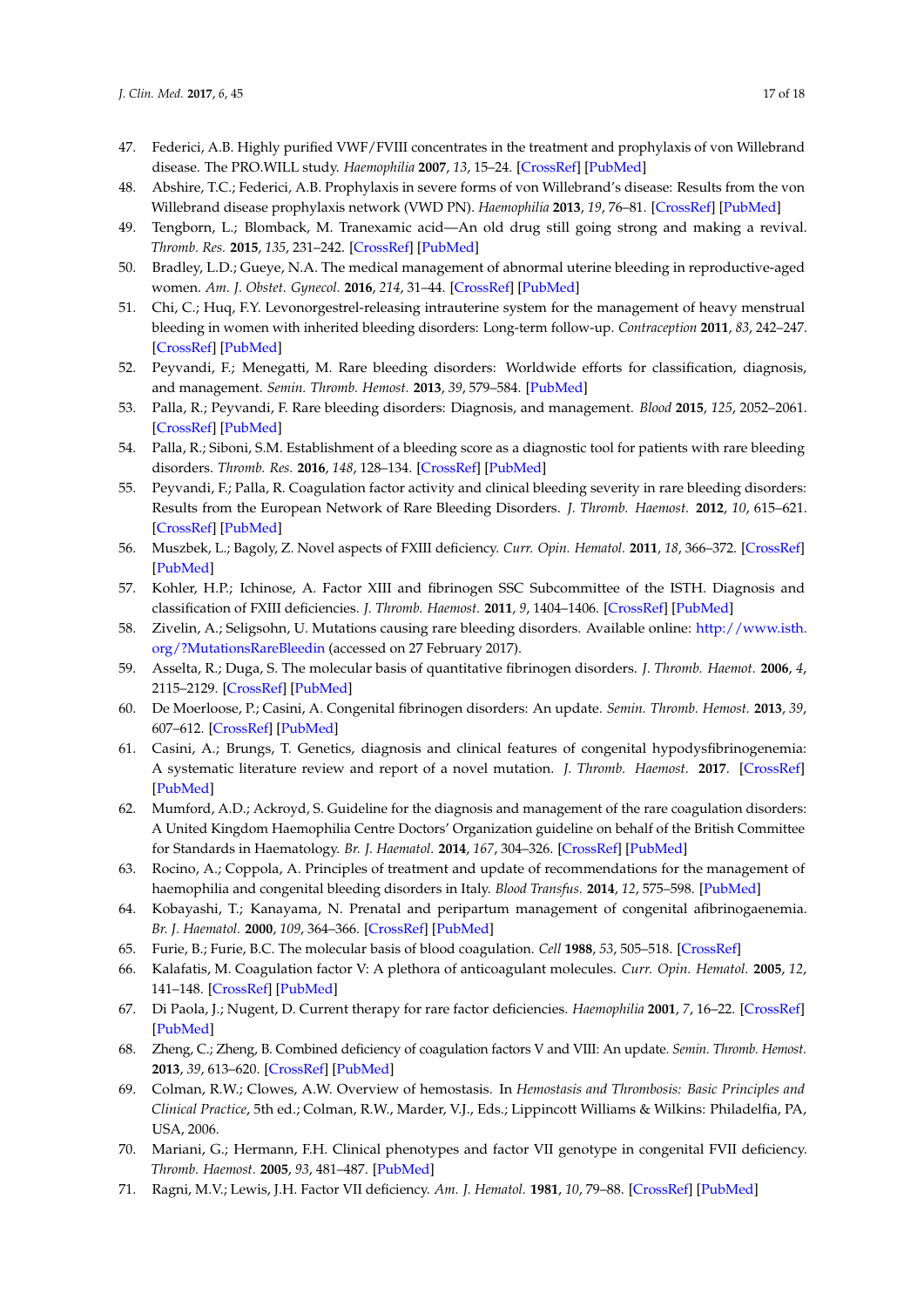47. Federici, A.B. Highly purified VWF/FVIII concentrates in the treatment and prophylaxis of von Willebrand disease. The PRO.WILL study. *Haemophilia* **2007**, *13*, 15–24. [CrossRef] [PubMed]
48. Abshire, T.C.; Federici, A.B. Prophylaxis in severe forms of von Willebrand's disease: Results from the von Willebrand disease prophylaxis network (VWD PN). *Haemophilia* **2013**, *19*, 76–81. [CrossRef] [PubMed]
49. Tengborn, L.; Blomback, M. Tranexamic acid—An old drug still going strong and making a revival. *Thromb. Res.* **2015**, *135*, 231–242. [CrossRef] [PubMed]
50. Bradley, L.D.; Gueye, N.A. The medical management of abnormal uterine bleeding in reproductive-aged women. *Am. J. Obstet. Gynecol.* **2016**, *214*, 31–44. [CrossRef] [PubMed]
51. Chi, C.; Huq, F.Y. Levonorgestrel-releasing intrauterine system for the management of heavy menstrual bleeding in women with inherited bleeding disorders: Long-term follow-up. *Contraception* **2011**, *83*, 242–247. [CrossRef] [PubMed]
52. Peyvandi, F.; Menegatti, M. Rare bleeding disorders: Worldwide efforts for classification, diagnosis, and management. *Semin. Thromb. Hemost.* **2013**, *39*, 579–584. [PubMed]
53. Palla, R.; Peyvandi, F. Rare bleeding disorders: Diagnosis, and management. *Blood* **2015**, *125*, 2052–2061. [CrossRef] [PubMed]
54. Palla, R.; Siboni, S.M. Establishment of a bleeding score as a diagnostic tool for patients with rare bleeding disorders. *Thromb. Res.* **2016**, *148*, 128–134. [CrossRef] [PubMed]
55. Peyvandi, F.; Palla, R. Coagulation factor activity and clinical bleeding severity in rare bleeding disorders: Results from the European Network of Rare Bleeding Disorders. *J. Thromb. Haemost.* **2012**, *10*, 615–621. [CrossRef] [PubMed]
56. Muszbek, L.; Bagoly, Z. Novel aspects of FXIII deficiency. *Curr. Opin. Hematol.* **2011**, *18*, 366–372. [CrossRef] [PubMed]
57. Kohler, H.P.; Ichinose, A. Factor XIII and fibrinogen SSC Subcommittee of the ISTH. Diagnosis and classification of FXIII deficiencies. *J. Thromb. Haemost.* **2011**, *9*, 1404–1406. [CrossRef] [PubMed]
58. Zivelin, A.; Seligsohn, U. Mutations causing rare bleeding disorders. Available online: http://www.isth.org/?MutationsRareBleedin (accessed on 27 February 2017).
59. Asselta, R.; Duga, S. The molecular basis of quantitative fibrinogen disorders. *J. Thromb. Haemot.* **2006**, *4*, 2115–2129. [CrossRef] [PubMed]
60. De Moerloose, P.; Casini, A. Congenital fibrinogen disorders: An update. *Semin. Thromb. Hemost.* **2013**, *39*, 607–612. [CrossRef] [PubMed]
61. Casini, A.; Brungs, T. Genetics, diagnosis and clinical features of congenital hypodysfibrinogenemia: A systematic literature review and report of a novel mutation. *J. Thromb. Haemost.* **2017**. [CrossRef] [PubMed]
62. Mumford, A.D.; Ackroyd, S. Guideline for the diagnosis and management of the rare coagulation disorders: A United Kingdom Haemophilia Centre Doctors' Organization guideline on behalf of the British Committee for Standards in Haematology. *Br. J. Haematol.* **2014**, *167*, 304–326. [CrossRef] [PubMed]
63. Rocino, A.; Coppola, A. Principles of treatment and update of recommendations for the management of haemophilia and congenital bleeding disorders in Italy. *Blood Transfus.* **2014**, *12*, 575–598. [PubMed]
64. Kobayashi, T.; Kanayama, N. Prenatal and peripartum management of congenital afibrinogaenemia. *Br. J. Haematol.* **2000**, *109*, 364–366. [CrossRef] [PubMed]
65. Furie, B.; Furie, B.C. The molecular basis of blood coagulation. *Cell* **1988**, *53*, 505–518. [CrossRef]
66. Kalafatis, M. Coagulation factor V: A plethora of anticoagulant molecules. *Curr. Opin. Hematol.* **2005**, *12*, 141–148. [CrossRef] [PubMed]
67. Di Paola, J.; Nugent, D. Current therapy for rare factor deficiencies. *Haemophilia* **2001**, *7*, 16–22. [CrossRef] [PubMed]
68. Zheng, C.; Zheng, B. Combined deficiency of coagulation factors V and VIII: An update. *Semin. Thromb. Hemost.* **2013**, *39*, 613–620. [CrossRef] [PubMed]
69. Colman, R.W.; Clowes, A.W. Overview of hemostasis. In *Hemostasis and Thrombosis: Basic Principles and Clinical Practice*, 5th ed.; Colman, R.W., Marder, V.J., Eds.; Lippincott Williams & Wilkins: Philadelfia, PA, USA, 2006.
70. Mariani, G.; Hermann, F.H. Clinical phenotypes and factor VII genotype in congenital FVII deficiency. *Thromb. Haemost.* **2005**, *93*, 481–487. [PubMed]
71. Ragni, M.V.; Lewis, J.H. Factor VII deficiency. *Am. J. Hematol.* **1981**, *10*, 79–88. [CrossRef] [PubMed]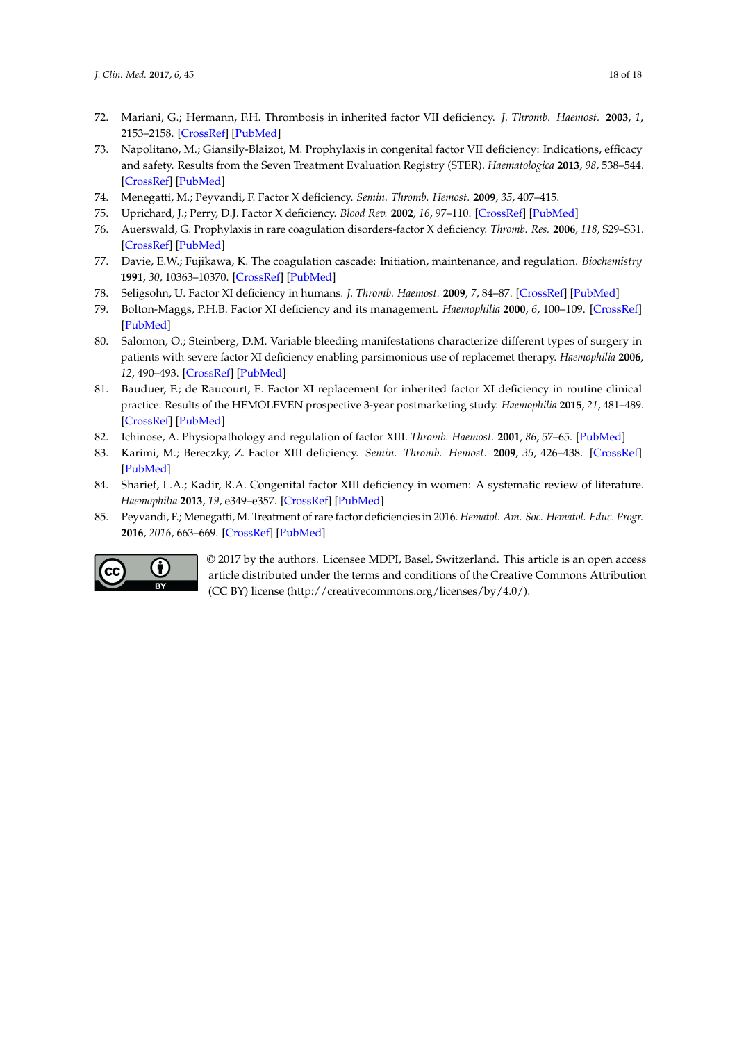72. Mariani, G.; Hermann, F.H. Thrombosis in inherited factor VII deficiency. *J. Thromb. Haemost.* **2003**, *1*, 2153–2158. [CrossRef] [PubMed]
73. Napolitano, M.; Giansily-Blaizot, M. Prophylaxis in congenital factor VII deficiency: Indications, efficacy and safety. Results from the Seven Treatment Evaluation Registry (STER). *Haematologica* **2013**, *98*, 538–544. [CrossRef] [PubMed]
74. Menegatti, M.; Peyvandi, F. Factor X deficiency. *Semin. Thromb. Hemost.* **2009**, *35*, 407–415.
75. Uprichard, J.; Perry, D.J. Factor X deficiency. *Blood Rev.* **2002**, *16*, 97–110. [CrossRef] [PubMed]
76. Auerswald, G. Prophylaxis in rare coagulation disorders-factor X deficiency. *Thromb. Res.* **2006**, *118*, S29–S31. [CrossRef] [PubMed]
77. Davie, E.W.; Fujikawa, K. The coagulation cascade: Initiation, maintenance, and regulation. *Biochemistry* **1991**, *30*, 10363–10370. [CrossRef] [PubMed]
78. Seligsohn, U. Factor XI deficiency in humans. *J. Thromb. Haemost.* **2009**, *7*, 84–87. [CrossRef] [PubMed]
79. Bolton-Maggs, P.H.B. Factor XI deficiency and its management. *Haemophilia* **2000**, *6*, 100–109. [CrossRef] [PubMed]
80. Salomon, O.; Steinberg, D.M. Variable bleeding manifestations characterize different types of surgery in patients with severe factor XI deficiency enabling parsimonious use of replacemet therapy. *Haemophilia* **2006**, *12*, 490–493. [CrossRef] [PubMed]
81. Bauduer, F.; de Raucourt, E. Factor XI replacement for inherited factor XI deficiency in routine clinical practice: Results of the HEMOLEVEN prospective 3-year postmarketing study. *Haemophilia* **2015**, *21*, 481–489. [CrossRef] [PubMed]
82. Ichinose, A. Physiopathology and regulation of factor XIII. *Thromb. Haemost.* **2001**, *86*, 57–65. [PubMed]
83. Karimi, M.; Bereczky, Z. Factor XIII deficiency. *Semin. Thromb. Hemost.* **2009**, *35*, 426–438. [CrossRef] [PubMed]
84. Sharief, L.A.; Kadir, R.A. Congenital factor XIII deficiency in women: A systematic review of literature. *Haemophilia* **2013**, *19*, e349–e357. [CrossRef] [PubMed]
85. Peyvandi, F.; Menegatti, M. Treatment of rare factor deficiencies in 2016. *Hematol. Am. Soc. Hematol. Educ. Progr.* **2016**, *2016*, 663–669. [CrossRef] [PubMed]

© 2017 by the authors. Licensee MDPI, Basel, Switzerland. This article is an open access article distributed under the terms and conditions of the Creative Commons Attribution (CC BY) license (http://creativecommons.org/licenses/by/4.0/).